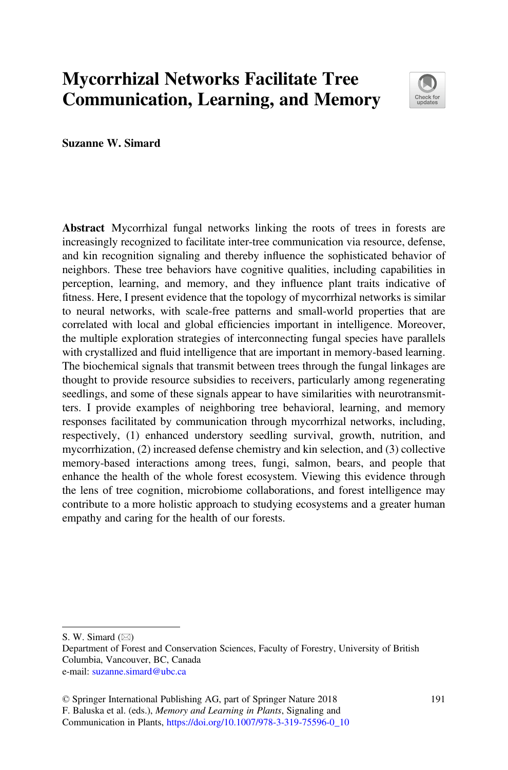# Mycorrhizal Networks Facilitate Tree Communication, Learning, and Memory

**Suzanne W. Simard**

**Abstract** Mycorrhizal fungal networks linking the roots of trees in forests are increasingly recognized to facilitate inter-tree communication via resource, defense, and kin recognition signaling and thereby influence the sophisticated behavior of neighbors. These tree behaviors have cognitive qualities, including capabilities in perception, learning, and memory, and they influence plant traits indicative of fitness. Here, I present evidence that the topology of mycorrhizal networks is similar to neural networks, with scale-free patterns and small-world properties that are correlated with local and global efficiencies important in intelligence. Moreover, the multiple exploration strategies of interconnecting fungal species have parallels with crystallized and fluid intelligence that are important in memory-based learning. The biochemical signals that transmit between trees through the fungal linkages are thought to provide resource subsidies to receivers, particularly among regenerating seedlings, and some of these signals appear to have similarities with neurotransmitters. I provide examples of neighboring tree behavioral, learning, and memory responses facilitated by communication through mycorrhizal networks, including, respectively, (1) enhanced understory seedling survival, growth, nutrition, and mycorrhization, (2) increased defense chemistry and kin selection, and (3) collective memory-based interactions among trees, fungi, salmon, bears, and people that enhance the health of the whole forest ecosystem. Viewing this evidence through the lens of tree cognition, microbiome collaborations, and forest intelligence may contribute to a more holistic approach to studying ecosystems and a greater human empathy and caring for the health of our forests.

---

S. W. Simard (✉)
Department of Forest and Conservation Sciences, Faculty of Forestry, University of British Columbia, Vancouver, BC, Canada
e-mail: suzanne.simard@ubc.ca

© Springer International Publishing AG, part of Springer Nature 2018
F. Baluska et al. (eds.), *Memory and Learning in Plants*, Signaling and Communication in Plants, https://doi.org/10.1007/978-3-319-75596-0_10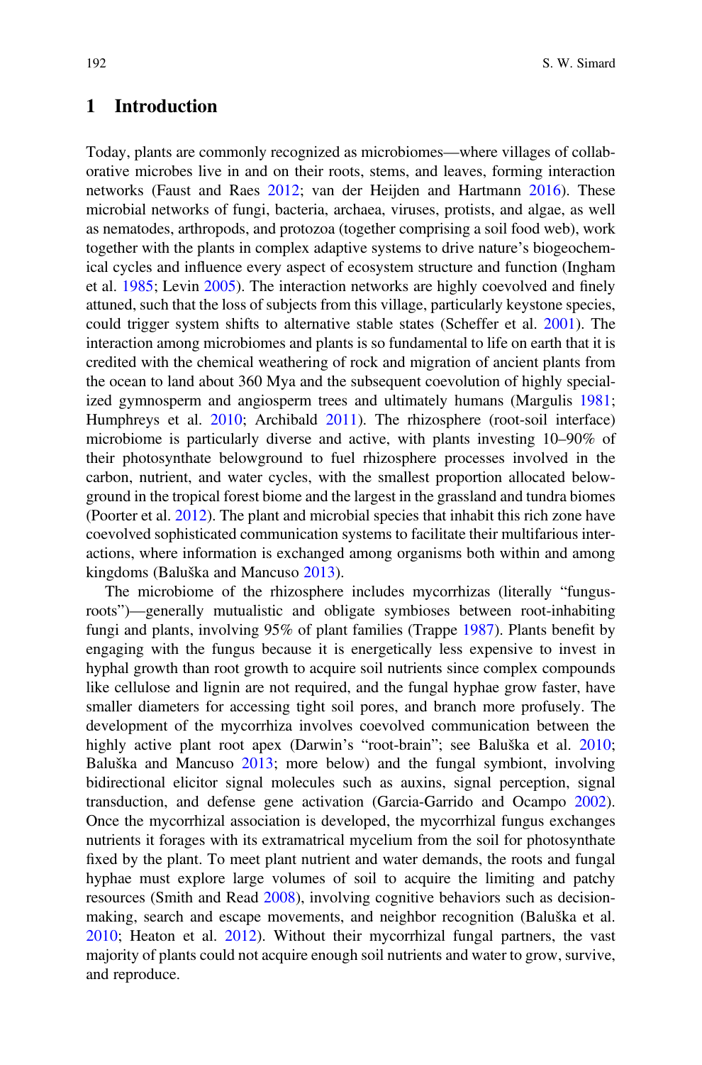## 1 Introduction

Today, plants are commonly recognized as microbiomes—where villages of collaborative microbes live in and on their roots, stems, and leaves, forming interaction networks (Faust and Raes 2012; van der Heijden and Hartmann 2016). These microbial networks of fungi, bacteria, archaea, viruses, protists, and algae, as well as nematodes, arthropods, and protozoa (together comprising a soil food web), work together with the plants in complex adaptive systems to drive nature's biogeochemical cycles and influence every aspect of ecosystem structure and function (Ingham et al. 1985; Levin 2005). The interaction networks are highly coevolved and finely attuned, such that the loss of subjects from this village, particularly keystone species, could trigger system shifts to alternative stable states (Scheffer et al. 2001). The interaction among microbiomes and plants is so fundamental to life on earth that it is credited with the chemical weathering of rock and migration of ancient plants from the ocean to land about 360 Mya and the subsequent coevolution of highly specialized gymnosperm and angiosperm trees and ultimately humans (Margulis 1981; Humphreys et al. 2010; Archibald 2011). The rhizosphere (root-soil interface) microbiome is particularly diverse and active, with plants investing 10–90% of their photosynthate belowground to fuel rhizosphere processes involved in the carbon, nutrient, and water cycles, with the smallest proportion allocated belowground in the tropical forest biome and the largest in the grassland and tundra biomes (Poorter et al. 2012). The plant and microbial species that inhabit this rich zone have coevolved sophisticated communication systems to facilitate their multifarious interactions, where information is exchanged among organisms both within and among kingdoms (Baluška and Mancuso 2013).

The microbiome of the rhizosphere includes mycorrhizas (literally "fungus-roots")—generally mutualistic and obligate symbioses between root-inhabiting fungi and plants, involving 95% of plant families (Trappe 1987). Plants benefit by engaging with the fungus because it is energetically less expensive to invest in hyphal growth than root growth to acquire soil nutrients since complex compounds like cellulose and lignin are not required, and the fungal hyphae grow faster, have smaller diameters for accessing tight soil pores, and branch more profusely. The development of the mycorrhiza involves coevolved communication between the highly active plant root apex (Darwin's "root-brain"; see Baluška et al. 2010; Baluška and Mancuso 2013; more below) and the fungal symbiont, involving bidirectional elicitor signal molecules such as auxins, signal perception, signal transduction, and defense gene activation (Garcia-Garrido and Ocampo 2002). Once the mycorrhizal association is developed, the mycorrhizal fungus exchanges nutrients it forages with its extramatrical mycelium from the soil for photosynthate fixed by the plant. To meet plant nutrient and water demands, the roots and fungal hyphae must explore large volumes of soil to acquire the limiting and patchy resources (Smith and Read 2008), involving cognitive behaviors such as decision-making, search and escape movements, and neighbor recognition (Baluška et al. 2010; Heaton et al. 2012). Without their mycorrhizal fungal partners, the vast majority of plants could not acquire enough soil nutrients and water to grow, survive, and reproduce.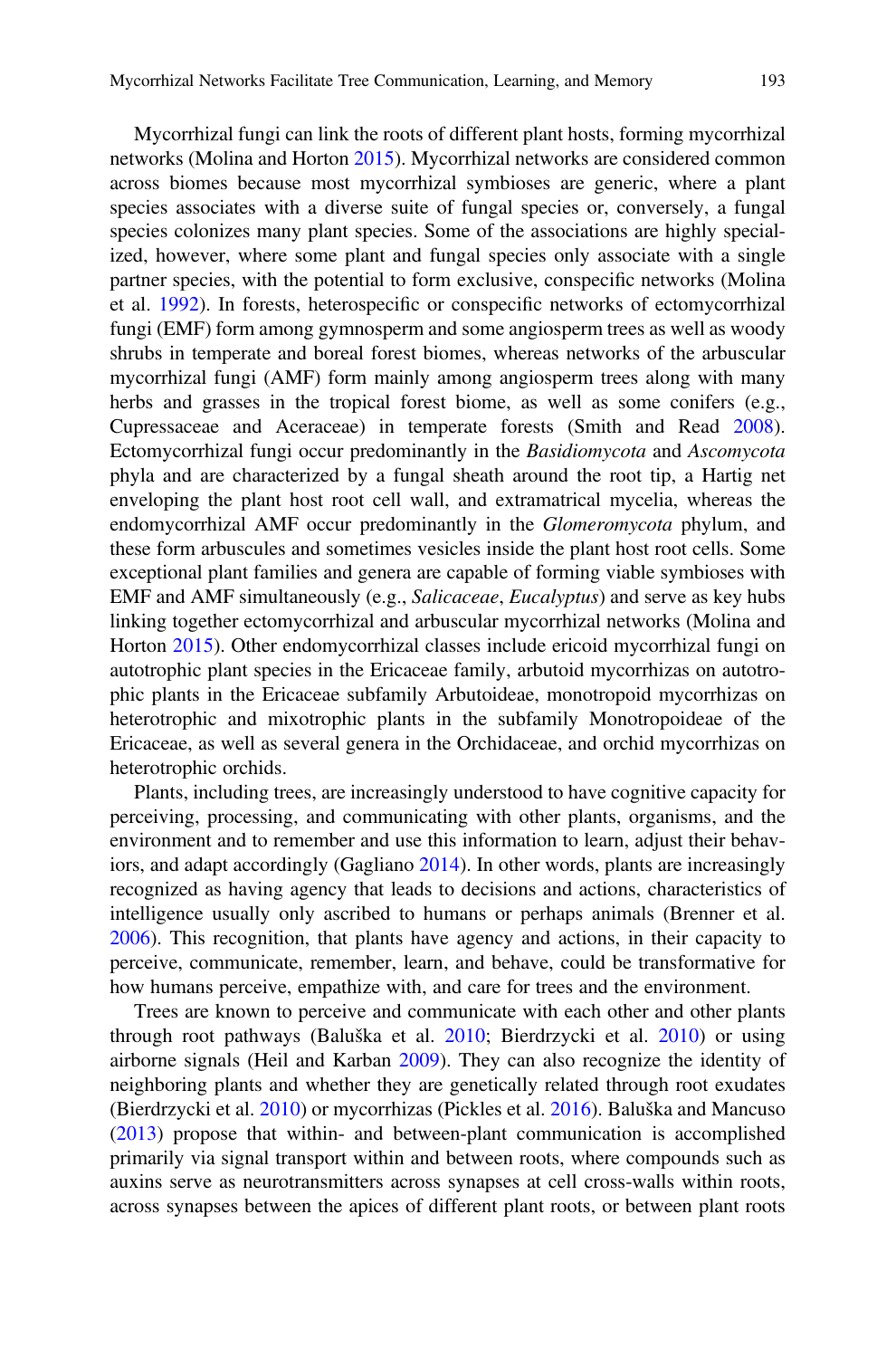Mycorrhizal fungi can link the roots of different plant hosts, forming mycorrhizal networks (Molina and Horton 2015). Mycorrhizal networks are considered common across biomes because most mycorrhizal symbioses are generic, where a plant species associates with a diverse suite of fungal species or, conversely, a fungal species colonizes many plant species. Some of the associations are highly specialized, however, where some plant and fungal species only associate with a single partner species, with the potential to form exclusive, conspecific networks (Molina et al. 1992). In forests, heterospecific or conspecific networks of ectomycorrhizal fungi (EMF) form among gymnosperm and some angiosperm trees as well as woody shrubs in temperate and boreal forest biomes, whereas networks of the arbuscular mycorrhizal fungi (AMF) form mainly among angiosperm trees along with many herbs and grasses in the tropical forest biome, as well as some conifers (e.g., Cupressaceae and Aceraceae) in temperate forests (Smith and Read 2008). Ectomycorrhizal fungi occur predominantly in the *Basidiomycota* and *Ascomycota* phyla and are characterized by a fungal sheath around the root tip, a Hartig net enveloping the plant host root cell wall, and extramatrical mycelia, whereas the endomycorrhizal AMF occur predominantly in the *Glomeromycota* phylum, and these form arbuscules and sometimes vesicles inside the plant host root cells. Some exceptional plant families and genera are capable of forming viable symbioses with EMF and AMF simultaneously (e.g., *Salicaceae*, *Eucalyptus*) and serve as key hubs linking together ectomycorrhizal and arbuscular mycorrhizal networks (Molina and Horton 2015). Other endomycorrhizal classes include ericoid mycorrhizal fungi on autotrophic plant species in the Ericaceae family, arbutoid mycorrhizas on autotrophic plants in the Ericaceae subfamily Arbutoideae, monotropoid mycorrhizas on heterotrophic and mixotrophic plants in the subfamily Monotropoideae of the Ericaceae, as well as several genera in the Orchidaceae, and orchid mycorrhizas on heterotrophic orchids.

Plants, including trees, are increasingly understood to have cognitive capacity for perceiving, processing, and communicating with other plants, organisms, and the environment and to remember and use this information to learn, adjust their behaviors, and adapt accordingly (Gagliano 2014). In other words, plants are increasingly recognized as having agency that leads to decisions and actions, characteristics of intelligence usually only ascribed to humans or perhaps animals (Brenner et al. 2006). This recognition, that plants have agency and actions, in their capacity to perceive, communicate, remember, learn, and behave, could be transformative for how humans perceive, empathize with, and care for trees and the environment.

Trees are known to perceive and communicate with each other and other plants through root pathways (Baluška et al. 2010; Bierdrzycki et al. 2010) or using airborne signals (Heil and Karban 2009). They can also recognize the identity of neighboring plants and whether they are genetically related through root exudates (Bierdrzycki et al. 2010) or mycorrhizas (Pickles et al. 2016). Baluška and Mancuso (2013) propose that within- and between-plant communication is accomplished primarily via signal transport within and between roots, where compounds such as auxins serve as neurotransmitters across synapses at cell cross-walls within roots, across synapses between the apices of different plant roots, or between plant roots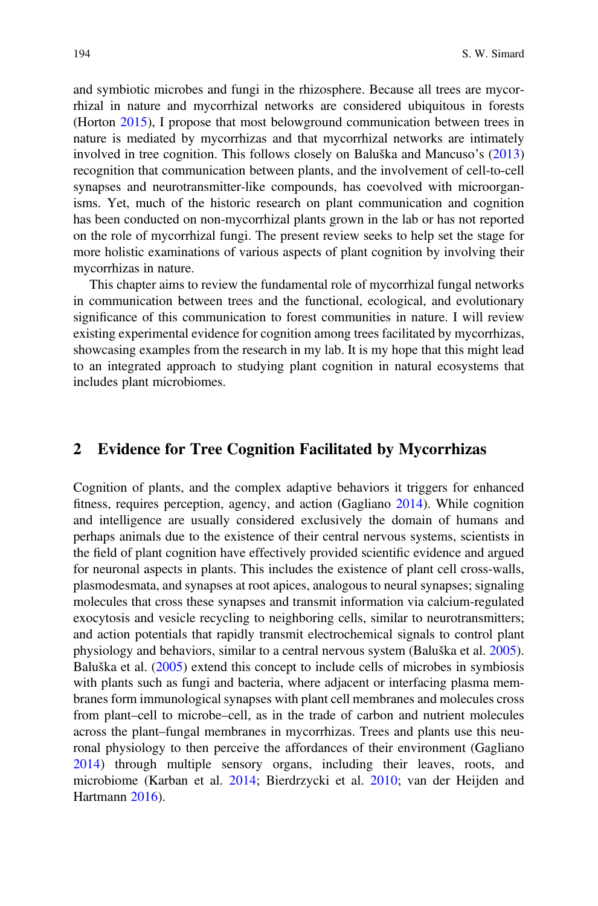and symbiotic microbes and fungi in the rhizosphere. Because all trees are mycorrhizal in nature and mycorrhizal networks are considered ubiquitous in forests (Horton 2015), I propose that most belowground communication between trees in nature is mediated by mycorrhizas and that mycorrhizal networks are intimately involved in tree cognition. This follows closely on Baluška and Mancuso's (2013) recognition that communication between plants, and the involvement of cell-to-cell synapses and neurotransmitter-like compounds, has coevolved with microorganisms. Yet, much of the historic research on plant communication and cognition has been conducted on non-mycorrhizal plants grown in the lab or has not reported on the role of mycorrhizal fungi. The present review seeks to help set the stage for more holistic examinations of various aspects of plant cognition by involving their mycorrhizas in nature.

This chapter aims to review the fundamental role of mycorrhizal fungal networks in communication between trees and the functional, ecological, and evolutionary significance of this communication to forest communities in nature. I will review existing experimental evidence for cognition among trees facilitated by mycorrhizas, showcasing examples from the research in my lab. It is my hope that this might lead to an integrated approach to studying plant cognition in natural ecosystems that includes plant microbiomes.

## 2 Evidence for Tree Cognition Facilitated by Mycorrhizas

Cognition of plants, and the complex adaptive behaviors it triggers for enhanced fitness, requires perception, agency, and action (Gagliano 2014). While cognition and intelligence are usually considered exclusively the domain of humans and perhaps animals due to the existence of their central nervous systems, scientists in the field of plant cognition have effectively provided scientific evidence and argued for neuronal aspects in plants. This includes the existence of plant cell cross-walls, plasmodesmata, and synapses at root apices, analogous to neural synapses; signaling molecules that cross these synapses and transmit information via calcium-regulated exocytosis and vesicle recycling to neighboring cells, similar to neurotransmitters; and action potentials that rapidly transmit electrochemical signals to control plant physiology and behaviors, similar to a central nervous system (Baluška et al. 2005). Baluška et al. (2005) extend this concept to include cells of microbes in symbiosis with plants such as fungi and bacteria, where adjacent or interfacing plasma membranes form immunological synapses with plant cell membranes and molecules cross from plant–cell to microbe–cell, as in the trade of carbon and nutrient molecules across the plant–fungal membranes in mycorrhizas. Trees and plants use this neuronal physiology to then perceive the affordances of their environment (Gagliano 2014) through multiple sensory organs, including their leaves, roots, and microbiome (Karban et al. 2014; Bierdrzycki et al. 2010; van der Heijden and Hartmann 2016).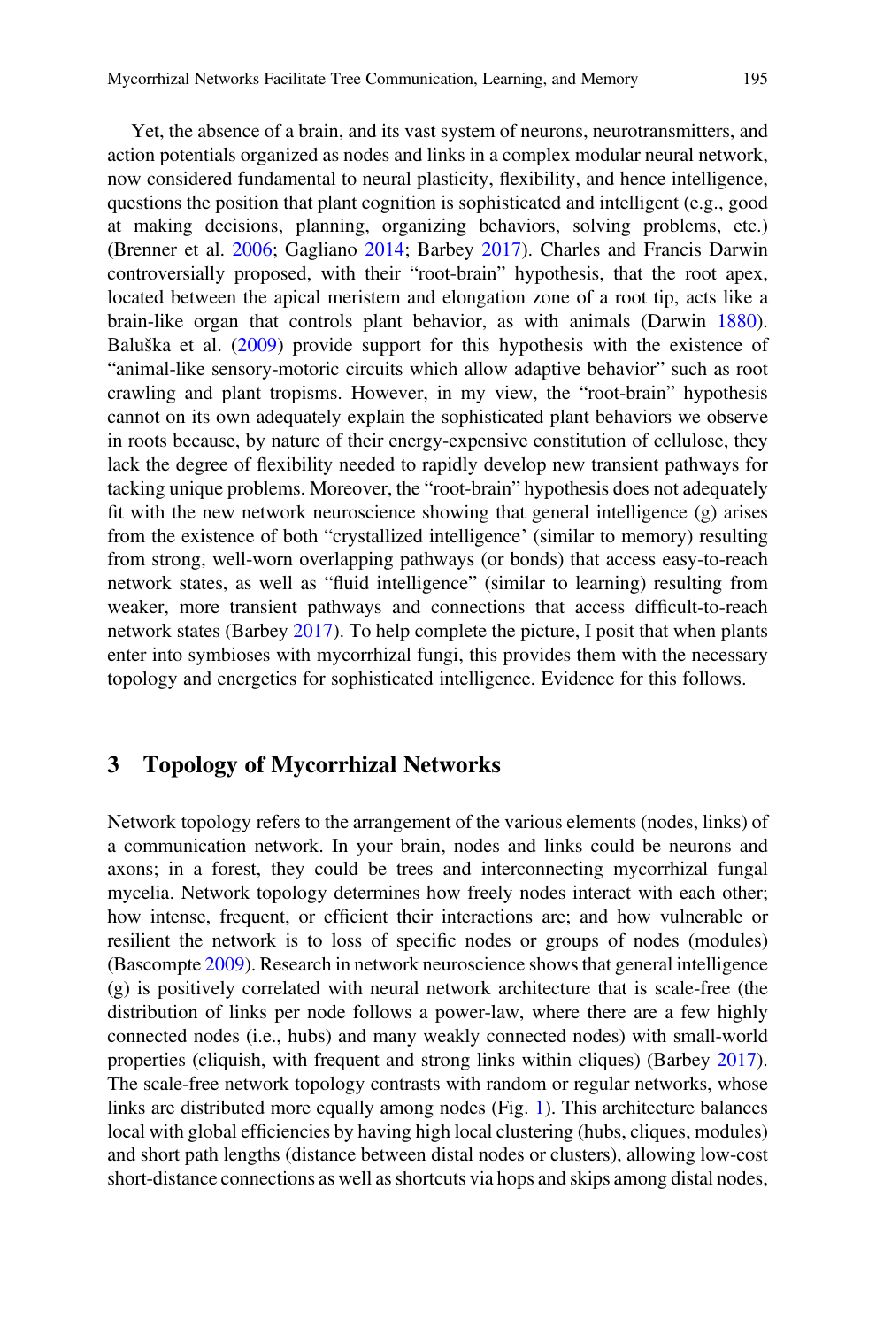Yet, the absence of a brain, and its vast system of neurons, neurotransmitters, and action potentials organized as nodes and links in a complex modular neural network, now considered fundamental to neural plasticity, flexibility, and hence intelligence, questions the position that plant cognition is sophisticated and intelligent (e.g., good at making decisions, planning, organizing behaviors, solving problems, etc.) (Brenner et al. 2006; Gagliano 2014; Barbey 2017). Charles and Francis Darwin controversially proposed, with their "root-brain" hypothesis, that the root apex, located between the apical meristem and elongation zone of a root tip, acts like a brain-like organ that controls plant behavior, as with animals (Darwin 1880). Baluška et al. (2009) provide support for this hypothesis with the existence of "animal-like sensory-motoric circuits which allow adaptive behavior" such as root crawling and plant tropisms. However, in my view, the "root-brain" hypothesis cannot on its own adequately explain the sophisticated plant behaviors we observe in roots because, by nature of their energy-expensive constitution of cellulose, they lack the degree of flexibility needed to rapidly develop new transient pathways for tacking unique problems. Moreover, the "root-brain" hypothesis does not adequately fit with the new network neuroscience showing that general intelligence (g) arises from the existence of both "crystallized intelligence' (similar to memory) resulting from strong, well-worn overlapping pathways (or bonds) that access easy-to-reach network states, as well as "fluid intelligence" (similar to learning) resulting from weaker, more transient pathways and connections that access difficult-to-reach network states (Barbey 2017). To help complete the picture, I posit that when plants enter into symbioses with mycorrhizal fungi, this provides them with the necessary topology and energetics for sophisticated intelligence. Evidence for this follows.

## 3 Topology of Mycorrhizal Networks

Network topology refers to the arrangement of the various elements (nodes, links) of a communication network. In your brain, nodes and links could be neurons and axons; in a forest, they could be trees and interconnecting mycorrhizal fungal mycelia. Network topology determines how freely nodes interact with each other; how intense, frequent, or efficient their interactions are; and how vulnerable or resilient the network is to loss of specific nodes or groups of nodes (modules) (Bascompte 2009). Research in network neuroscience shows that general intelligence (g) is positively correlated with neural network architecture that is scale-free (the distribution of links per node follows a power-law, where there are a few highly connected nodes (i.e., hubs) and many weakly connected nodes) with small-world properties (cliquish, with frequent and strong links within cliques) (Barbey 2017). The scale-free network topology contrasts with random or regular networks, whose links are distributed more equally among nodes (Fig. 1). This architecture balances local with global efficiencies by having high local clustering (hubs, cliques, modules) and short path lengths (distance between distal nodes or clusters), allowing low-cost short-distance connections as well as shortcuts via hops and skips among distal nodes,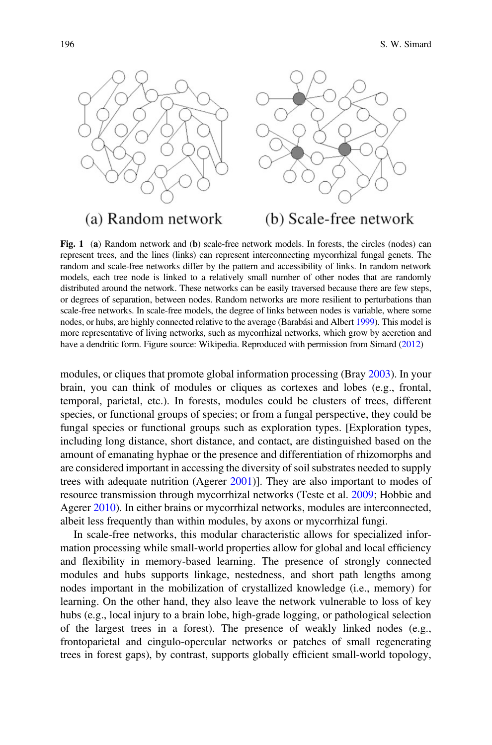(a) Random network

(b) Scale-free network

**Fig. 1** (**a**) Random network and (**b**) scale-free network models. In forests, the circles (nodes) can represent trees, and the lines (links) can represent interconnecting mycorrhizal fungal genets. The random and scale-free networks differ by the pattern and accessibility of links. In random network models, each tree node is linked to a relatively small number of other nodes that are randomly distributed around the network. These networks can be easily traversed because there are few steps, or degrees of separation, between nodes. Random networks are more resilient to perturbations than scale-free networks. In scale-free models, the degree of links between nodes is variable, where some nodes, or hubs, are highly connected relative to the average (Barabási and Albert 1999). This model is more representative of living networks, such as mycorrhizal networks, which grow by accretion and have a dendritic form. Figure source: Wikipedia. Reproduced with permission from Simard (2012)

modules, or cliques that promote global information processing (Bray 2003). In your brain, you can think of modules or cliques as cortexes and lobes (e.g., frontal, temporal, parietal, etc.). In forests, modules could be clusters of trees, different species, or functional groups of species; or from a fungal perspective, they could be fungal species or functional groups such as exploration types. [Exploration types, including long distance, short distance, and contact, are distinguished based on the amount of emanating hyphae or the presence and differentiation of rhizomorphs and are considered important in accessing the diversity of soil substrates needed to supply trees with adequate nutrition (Agerer 2001)]. They are also important to modes of resource transmission through mycorrhizal networks (Teste et al. 2009; Hobbie and Agerer 2010). In either brains or mycorrhizal networks, modules are interconnected, albeit less frequently than within modules, by axons or mycorrhizal fungi.

In scale-free networks, this modular characteristic allows for specialized information processing while small-world properties allow for global and local efficiency and flexibility in memory-based learning. The presence of strongly connected modules and hubs supports linkage, nestedness, and short path lengths among nodes important in the mobilization of crystallized knowledge (i.e., memory) for learning. On the other hand, they also leave the network vulnerable to loss of key hubs (e.g., local injury to a brain lobe, high-grade logging, or pathological selection of the largest trees in a forest). The presence of weakly linked nodes (e.g., frontoparietal and cingulo-opercular networks or patches of small regenerating trees in forest gaps), by contrast, supports globally efficient small-world topology,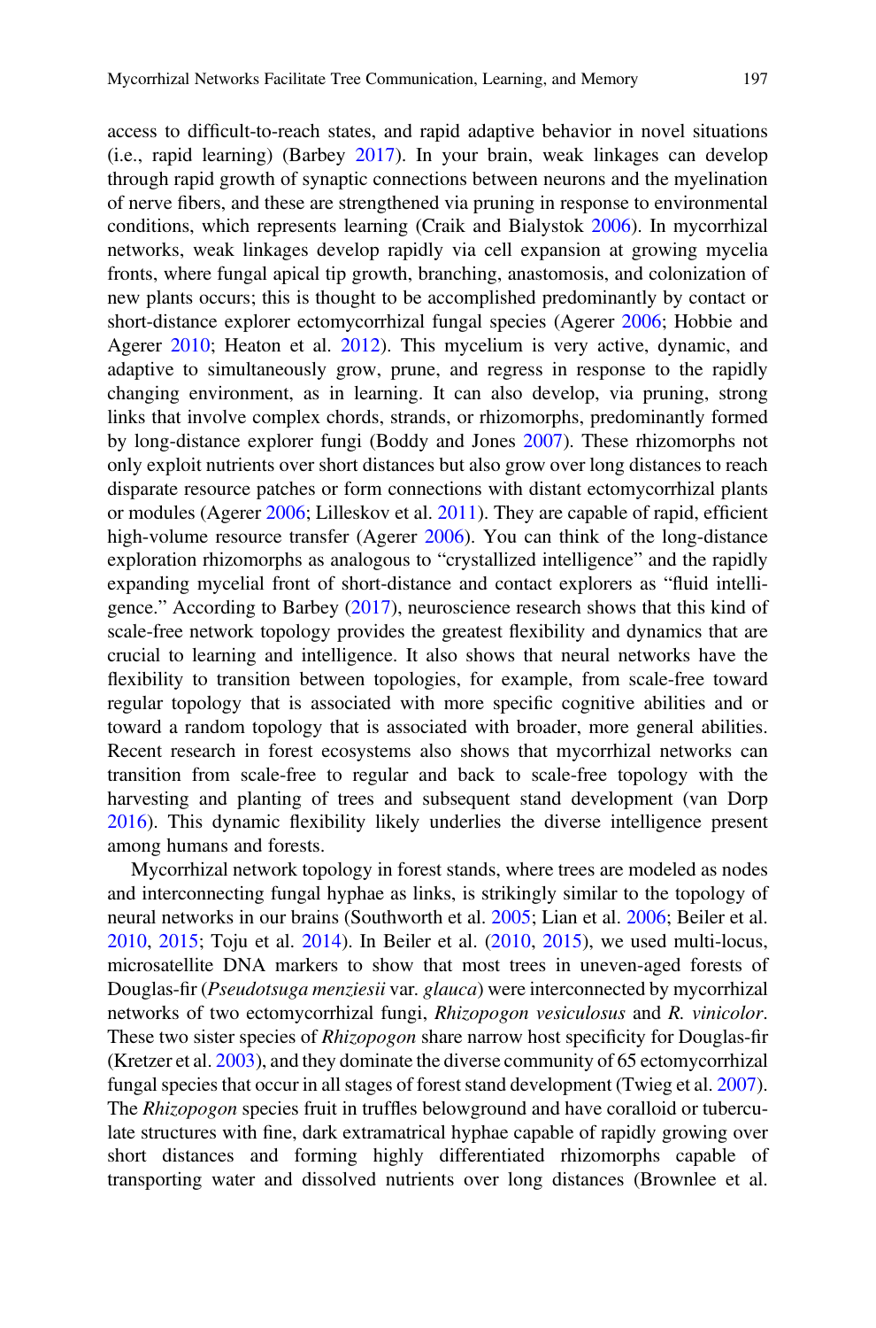access to difficult-to-reach states, and rapid adaptive behavior in novel situations (i.e., rapid learning) (Barbey 2017). In your brain, weak linkages can develop through rapid growth of synaptic connections between neurons and the myelination of nerve fibers, and these are strengthened via pruning in response to environmental conditions, which represents learning (Craik and Bialystok 2006). In mycorrhizal networks, weak linkages develop rapidly via cell expansion at growing mycelia fronts, where fungal apical tip growth, branching, anastomosis, and colonization of new plants occurs; this is thought to be accomplished predominantly by contact or short-distance explorer ectomycorrhizal fungal species (Agerer 2006; Hobbie and Agerer 2010; Heaton et al. 2012). This mycelium is very active, dynamic, and adaptive to simultaneously grow, prune, and regress in response to the rapidly changing environment, as in learning. It can also develop, via pruning, strong links that involve complex chords, strands, or rhizomorphs, predominantly formed by long-distance explorer fungi (Boddy and Jones 2007). These rhizomorphs not only exploit nutrients over short distances but also grow over long distances to reach disparate resource patches or form connections with distant ectomycorrhizal plants or modules (Agerer 2006; Lilleskov et al. 2011). They are capable of rapid, efficient high-volume resource transfer (Agerer 2006). You can think of the long-distance exploration rhizomorphs as analogous to "crystallized intelligence" and the rapidly expanding mycelial front of short-distance and contact explorers as "fluid intelligence." According to Barbey (2017), neuroscience research shows that this kind of scale-free network topology provides the greatest flexibility and dynamics that are crucial to learning and intelligence. It also shows that neural networks have the flexibility to transition between topologies, for example, from scale-free toward regular topology that is associated with more specific cognitive abilities and or toward a random topology that is associated with broader, more general abilities. Recent research in forest ecosystems also shows that mycorrhizal networks can transition from scale-free to regular and back to scale-free topology with the harvesting and planting of trees and subsequent stand development (van Dorp 2016). This dynamic flexibility likely underlies the diverse intelligence present among humans and forests.

Mycorrhizal network topology in forest stands, where trees are modeled as nodes and interconnecting fungal hyphae as links, is strikingly similar to the topology of neural networks in our brains (Southworth et al. 2005; Lian et al. 2006; Beiler et al. 2010, 2015; Toju et al. 2014). In Beiler et al. (2010, 2015), we used multi-locus, microsatellite DNA markers to show that most trees in uneven-aged forests of Douglas-fir (*Pseudotsuga menziesii* var. *glauca*) were interconnected by mycorrhizal networks of two ectomycorrhizal fungi, *Rhizopogon vesiculosus* and *R. vinicolor*. These two sister species of *Rhizopogon* share narrow host specificity for Douglas-fir (Kretzer et al. 2003), and they dominate the diverse community of 65 ectomycorrhizal fungal species that occur in all stages of forest stand development (Twieg et al. 2007). The *Rhizopogon* species fruit in truffles belowground and have coralloid or tuberculate structures with fine, dark extramatrical hyphae capable of rapidly growing over short distances and forming highly differentiated rhizomorphs capable of transporting water and dissolved nutrients over long distances (Brownlee et al.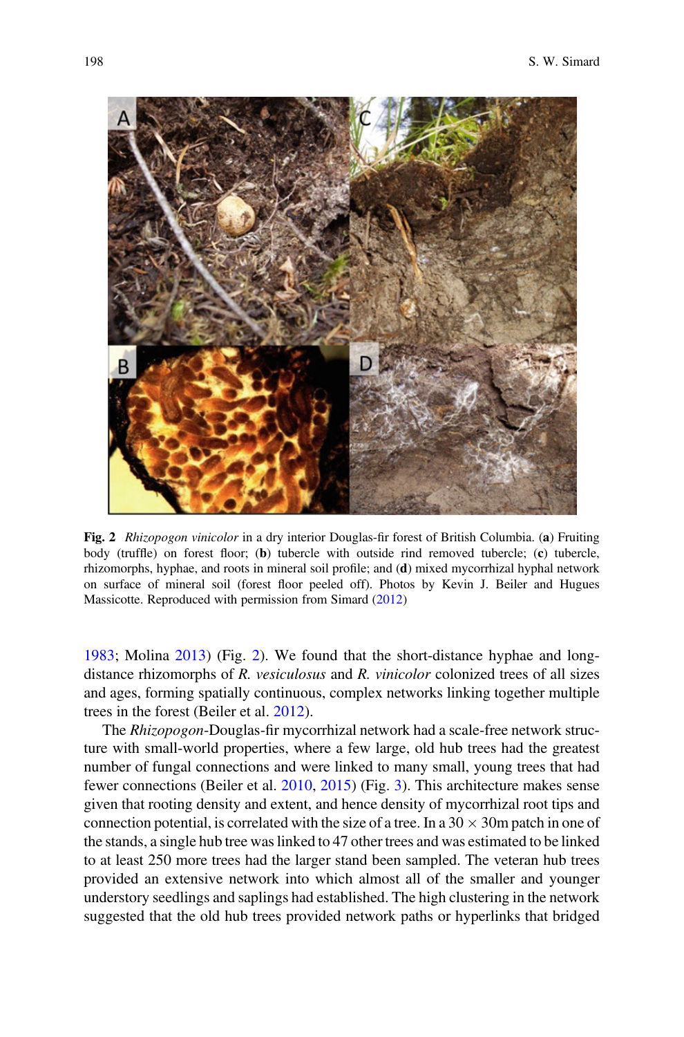**Fig. 2** *Rhizopogon vinicolor* in a dry interior Douglas-fir forest of British Columbia. (**a**) Fruiting body (truffle) on forest floor; (**b**) tubercle with outside rind removed tubercle; (**c**) tubercle, rhizomorphs, hyphae, and roots in mineral soil profile; and (**d**) mixed mycorrhizal hyphal network on surface of mineral soil (forest floor peeled off). Photos by Kevin J. Beiler and Hugues Massicotte. Reproduced with permission from Simard (2012)

1983; Molina 2013) (Fig. 2). We found that the short-distance hyphae and long-distance rhizomorphs of *R. vesiculosus* and *R. vinicolor* colonized trees of all sizes and ages, forming spatially continuous, complex networks linking together multiple trees in the forest (Beiler et al. 2012).

The *Rhizopogon*-Douglas-fir mycorrhizal network had a scale-free network structure with small-world properties, where a few large, old hub trees had the greatest number of fungal connections and were linked to many small, young trees that had fewer connections (Beiler et al. 2010, 2015) (Fig. 3). This architecture makes sense given that rooting density and extent, and hence density of mycorrhizal root tips and connection potential, is correlated with the size of a tree. In a 30 × 30m patch in one of the stands, a single hub tree was linked to 47 other trees and was estimated to be linked to at least 250 more trees had the larger stand been sampled. The veteran hub trees provided an extensive network into which almost all of the smaller and younger understory seedlings and saplings had established. The high clustering in the network suggested that the old hub trees provided network paths or hyperlinks that bridged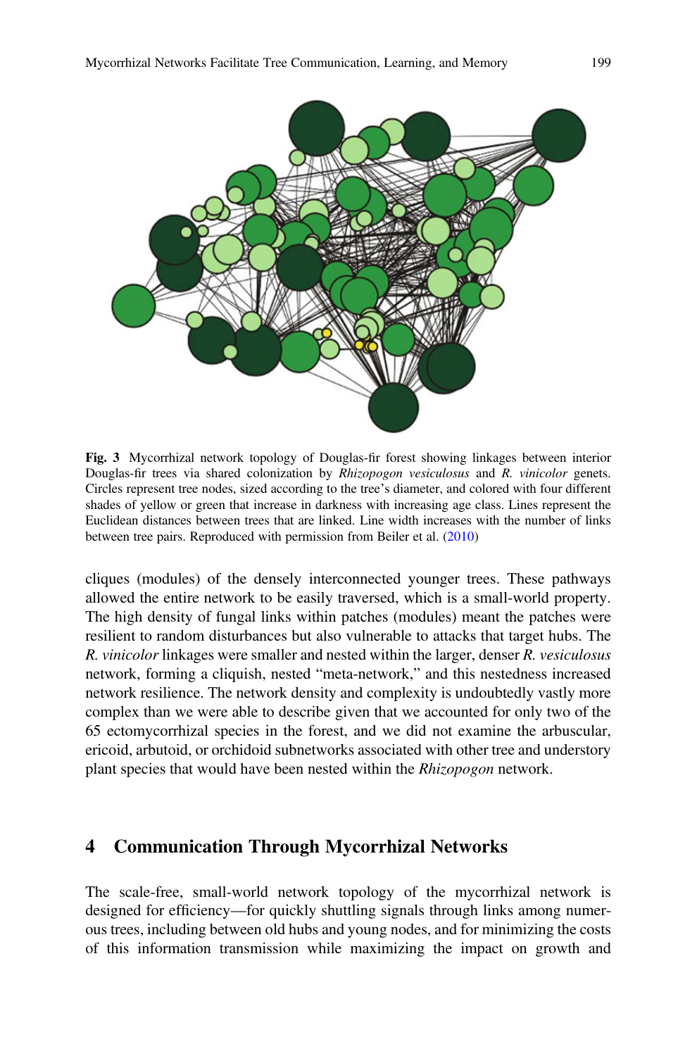**Fig. 3** Mycorrhizal network topology of Douglas-fir forest showing linkages between interior Douglas-fir trees via shared colonization by *Rhizopogon vesiculosus* and *R. vinicolor* genets. Circles represent tree nodes, sized according to the tree's diameter, and colored with four different shades of yellow or green that increase in darkness with increasing age class. Lines represent the Euclidean distances between trees that are linked. Line width increases with the number of links between tree pairs. Reproduced with permission from Beiler et al. (2010)

cliques (modules) of the densely interconnected younger trees. These pathways allowed the entire network to be easily traversed, which is a small-world property. The high density of fungal links within patches (modules) meant the patches were resilient to random disturbances but also vulnerable to attacks that target hubs. The *R. vinicolor* linkages were smaller and nested within the larger, denser *R. vesiculosus* network, forming a cliquish, nested "meta-network," and this nestedness increased network resilience. The network density and complexity is undoubtedly vastly more complex than we were able to describe given that we accounted for only two of the 65 ectomycorrhizal species in the forest, and we did not examine the arbuscular, ericoid, arbutoid, or orchidoid subnetworks associated with other tree and understory plant species that would have been nested within the *Rhizopogon* network.

## 4 Communication Through Mycorrhizal Networks

The scale-free, small-world network topology of the mycorrhizal network is designed for efficiency—for quickly shuttling signals through links among numerous trees, including between old hubs and young nodes, and for minimizing the costs of this information transmission while maximizing the impact on growth and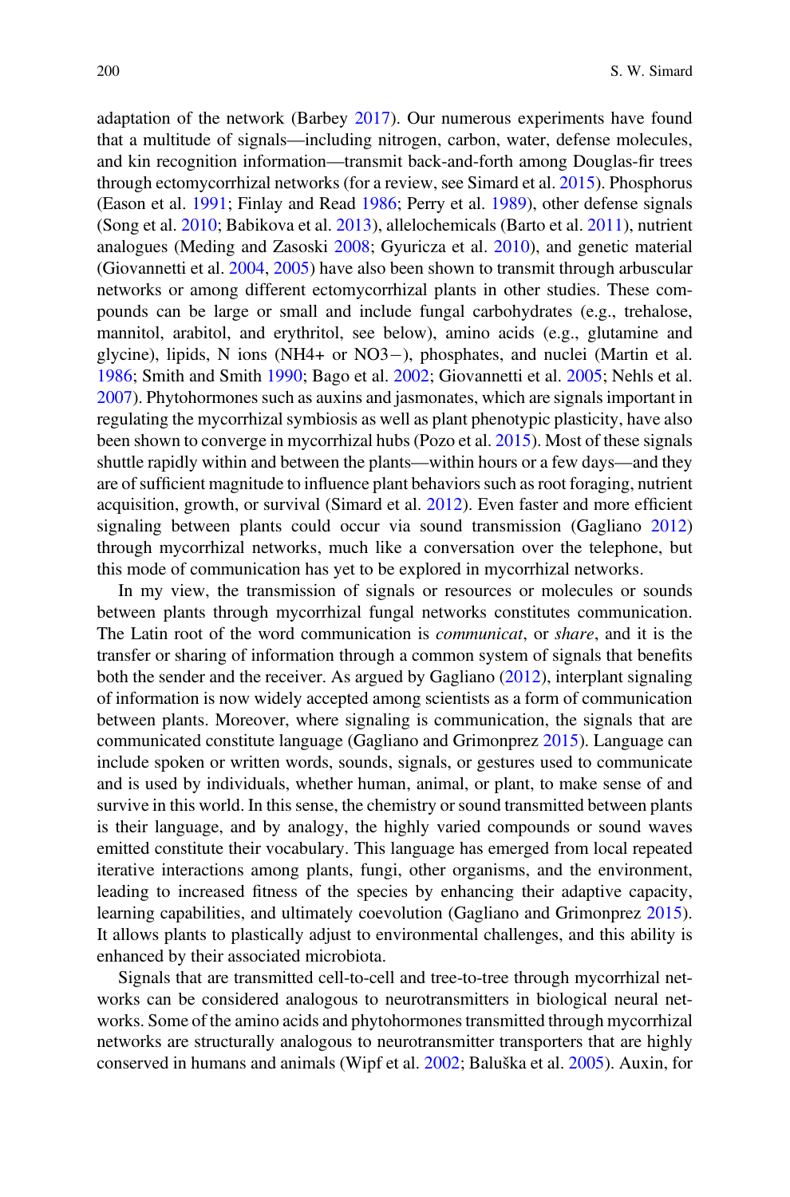adaptation of the network (Barbey 2017). Our numerous experiments have found that a multitude of signals—including nitrogen, carbon, water, defense molecules, and kin recognition information—transmit back-and-forth among Douglas-fir trees through ectomycorrhizal networks (for a review, see Simard et al. 2015). Phosphorus (Eason et al. 1991; Finlay and Read 1986; Perry et al. 1989), other defense signals (Song et al. 2010; Babikova et al. 2013), allelochemicals (Barto et al. 2011), nutrient analogues (Meding and Zasoski 2008; Gyuricza et al. 2010), and genetic material (Giovannetti et al. 2004, 2005) have also been shown to transmit through arbuscular networks or among different ectomycorrhizal plants in other studies. These compounds can be large or small and include fungal carbohydrates (e.g., trehalose, mannitol, arabitol, and erythritol, see below), amino acids (e.g., glutamine and glycine), lipids, N ions ($NH_4^+$ or $NO_3^-$), phosphates, and nuclei (Martin et al. 1986; Smith and Smith 1990; Bago et al. 2002; Giovannetti et al. 2005; Nehls et al. 2007). Phytohormones such as auxins and jasmonates, which are signals important in regulating the mycorrhizal symbiosis as well as plant phenotypic plasticity, have also been shown to converge in mycorrhizal hubs (Pozo et al. 2015). Most of these signals shuttle rapidly within and between the plants—within hours or a few days—and they are of sufficient magnitude to influence plant behaviors such as root foraging, nutrient acquisition, growth, or survival (Simard et al. 2012). Even faster and more efficient signaling between plants could occur via sound transmission (Gagliano 2012) through mycorrhizal networks, much like a conversation over the telephone, but this mode of communication has yet to be explored in mycorrhizal networks.

In my view, the transmission of signals or resources or molecules or sounds between plants through mycorrhizal fungal networks constitutes communication. The Latin root of the word communication is *communicat*, or *share*, and it is the transfer or sharing of information through a common system of signals that benefits both the sender and the receiver. As argued by Gagliano (2012), interplant signaling of information is now widely accepted among scientists as a form of communication between plants. Moreover, where signaling is communication, the signals that are communicated constitute language (Gagliano and Grimonprez 2015). Language can include spoken or written words, sounds, signals, or gestures used to communicate and is used by individuals, whether human, animal, or plant, to make sense of and survive in this world. In this sense, the chemistry or sound transmitted between plants is their language, and by analogy, the highly varied compounds or sound waves emitted constitute their vocabulary. This language has emerged from local repeated iterative interactions among plants, fungi, other organisms, and the environment, leading to increased fitness of the species by enhancing their adaptive capacity, learning capabilities, and ultimately coevolution (Gagliano and Grimonprez 2015). It allows plants to plastically adjust to environmental challenges, and this ability is enhanced by their associated microbiota.

Signals that are transmitted cell-to-cell and tree-to-tree through mycorrhizal networks can be considered analogous to neurotransmitters in biological neural networks. Some of the amino acids and phytohormones transmitted through mycorrhizal networks are structurally analogous to neurotransmitter transporters that are highly conserved in humans and animals (Wipf et al. 2002; Baluška et al. 2005). Auxin, for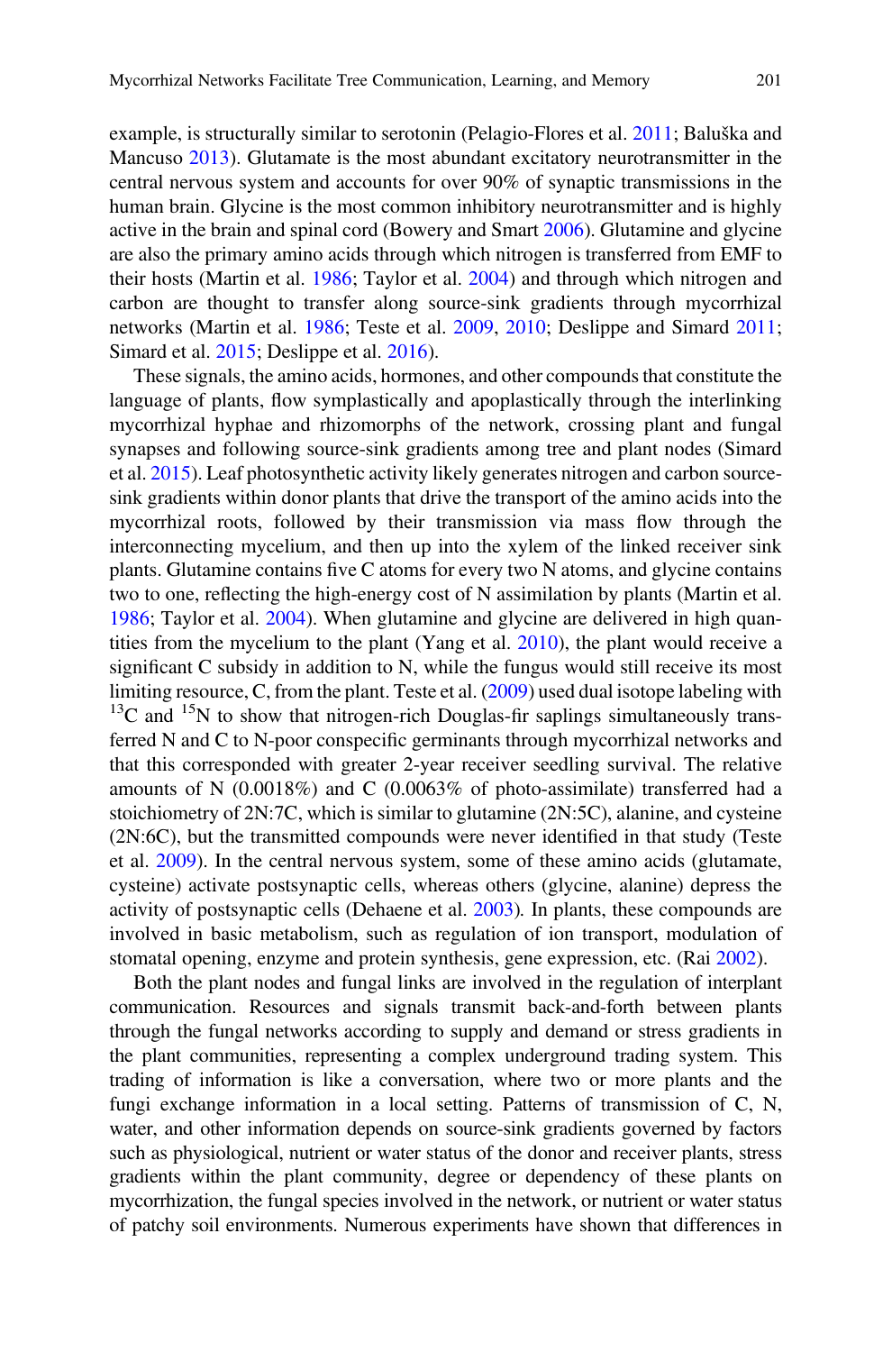example, is structurally similar to serotonin (Pelagio-Flores et al. 2011; Baluška and Mancuso 2013). Glutamate is the most abundant excitatory neurotransmitter in the central nervous system and accounts for over 90% of synaptic transmissions in the human brain. Glycine is the most common inhibitory neurotransmitter and is highly active in the brain and spinal cord (Bowery and Smart 2006). Glutamine and glycine are also the primary amino acids through which nitrogen is transferred from EMF to their hosts (Martin et al. 1986; Taylor et al. 2004) and through which nitrogen and carbon are thought to transfer along source-sink gradients through mycorrhizal networks (Martin et al. 1986; Teste et al. 2009, 2010; Deslippe and Simard 2011; Simard et al. 2015; Deslippe et al. 2016).

These signals, the amino acids, hormones, and other compounds that constitute the language of plants, flow symplastically and apoplastically through the interlinking mycorrhizal hyphae and rhizomorphs of the network, crossing plant and fungal synapses and following source-sink gradients among tree and plant nodes (Simard et al. 2015). Leaf photosynthetic activity likely generates nitrogen and carbon source-sink gradients within donor plants that drive the transport of the amino acids into the mycorrhizal roots, followed by their transmission via mass flow through the interconnecting mycelium, and then up into the xylem of the linked receiver sink plants. Glutamine contains five C atoms for every two N atoms, and glycine contains two to one, reflecting the high-energy cost of N assimilation by plants (Martin et al. 1986; Taylor et al. 2004). When glutamine and glycine are delivered in high quantities from the mycelium to the plant (Yang et al. 2010), the plant would receive a significant C subsidy in addition to N, while the fungus would still receive its most limiting resource, C, from the plant. Teste et al. (2009) used dual isotope labeling with $^{13}C$ and $^{15}N$ to show that nitrogen-rich Douglas-fir saplings simultaneously transferred N and C to N-poor conspecific germinants through mycorrhizal networks and that this corresponded with greater 2-year receiver seedling survival. The relative amounts of N (0.0018%) and C (0.0063% of photo-assimilate) transferred had a stoichiometry of 2N:7C, which is similar to glutamine (2N:5C), alanine, and cysteine (2N:6C), but the transmitted compounds were never identified in that study (Teste et al. 2009). In the central nervous system, some of these amino acids (glutamate, cysteine) activate postsynaptic cells, whereas others (glycine, alanine) depress the activity of postsynaptic cells (Dehaene et al. 2003). In plants, these compounds are involved in basic metabolism, such as regulation of ion transport, modulation of stomatal opening, enzyme and protein synthesis, gene expression, etc. (Rai 2002).

Both the plant nodes and fungal links are involved in the regulation of interplant communication. Resources and signals transmit back-and-forth between plants through the fungal networks according to supply and demand or stress gradients in the plant communities, representing a complex underground trading system. This trading of information is like a conversation, where two or more plants and the fungi exchange information in a local setting. Patterns of transmission of C, N, water, and other information depends on source-sink gradients governed by factors such as physiological, nutrient or water status of the donor and receiver plants, stress gradients within the plant community, degree or dependency of these plants on mycorrhization, the fungal species involved in the network, or nutrient or water status of patchy soil environments. Numerous experiments have shown that differences in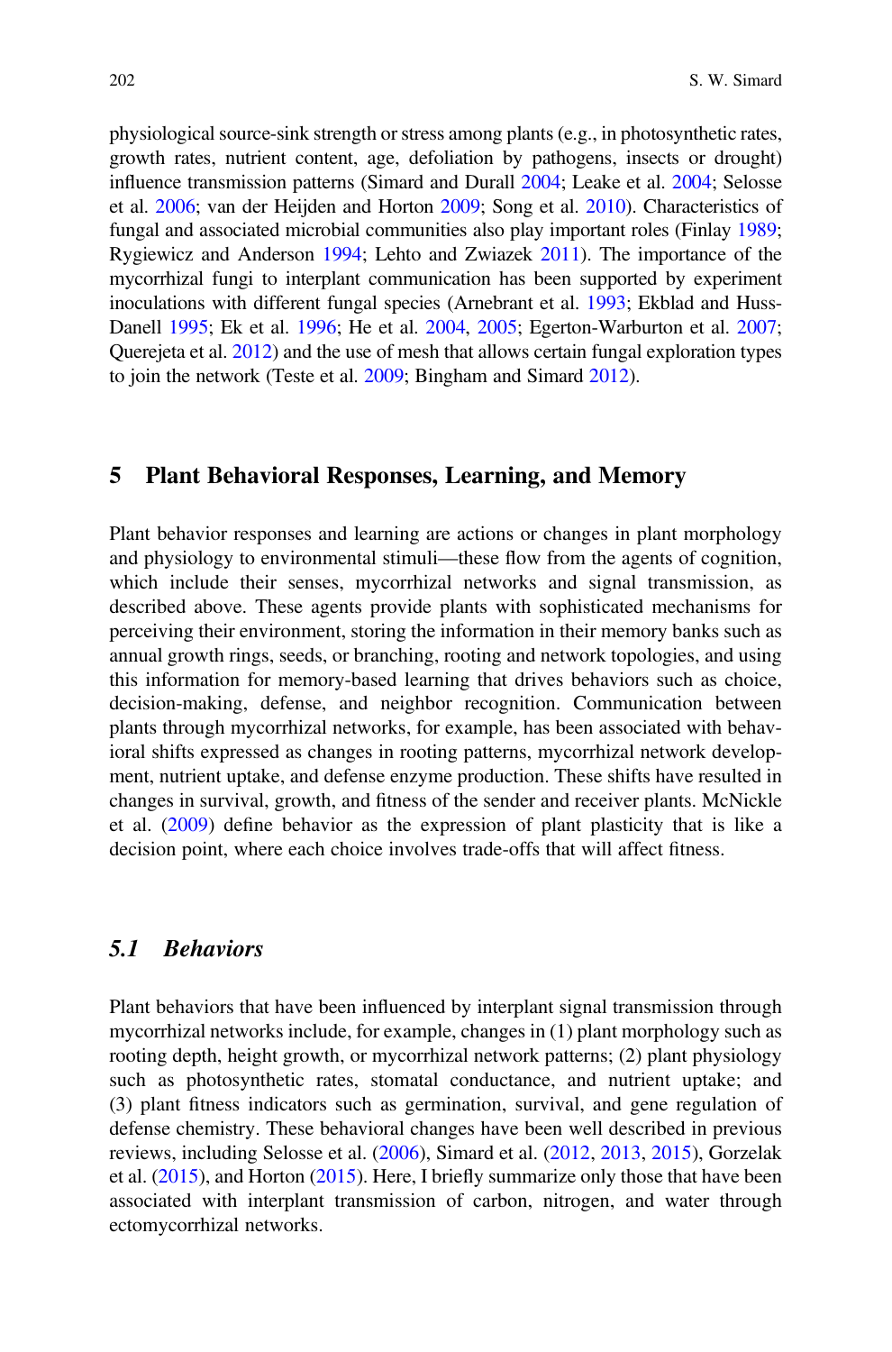physiological source-sink strength or stress among plants (e.g., in photosynthetic rates, growth rates, nutrient content, age, defoliation by pathogens, insects or drought) influence transmission patterns (Simard and Durall 2004; Leake et al. 2004; Selosse et al. 2006; van der Heijden and Horton 2009; Song et al. 2010). Characteristics of fungal and associated microbial communities also play important roles (Finlay 1989; Rygiewicz and Anderson 1994; Lehto and Zwiazek 2011). The importance of the mycorrhizal fungi to interplant communication has been supported by experiment inoculations with different fungal species (Arnebrant et al. 1993; Ekblad and Huss-Danell 1995; Ek et al. 1996; He et al. 2004, 2005; Egerton-Warburton et al. 2007; Querejeta et al. 2012) and the use of mesh that allows certain fungal exploration types to join the network (Teste et al. 2009; Bingham and Simard 2012).

## 5 Plant Behavioral Responses, Learning, and Memory

Plant behavior responses and learning are actions or changes in plant morphology and physiology to environmental stimuli—these flow from the agents of cognition, which include their senses, mycorrhizal networks and signal transmission, as described above. These agents provide plants with sophisticated mechanisms for perceiving their environment, storing the information in their memory banks such as annual growth rings, seeds, or branching, rooting and network topologies, and using this information for memory-based learning that drives behaviors such as choice, decision-making, defense, and neighbor recognition. Communication between plants through mycorrhizal networks, for example, has been associated with behavioral shifts expressed as changes in rooting patterns, mycorrhizal network development, nutrient uptake, and defense enzyme production. These shifts have resulted in changes in survival, growth, and fitness of the sender and receiver plants. McNickle et al. (2009) define behavior as the expression of plant plasticity that is like a decision point, where each choice involves trade-offs that will affect fitness.

### *5.1 Behaviors*

Plant behaviors that have been influenced by interplant signal transmission through mycorrhizal networks include, for example, changes in (1) plant morphology such as rooting depth, height growth, or mycorrhizal network patterns; (2) plant physiology such as photosynthetic rates, stomatal conductance, and nutrient uptake; and (3) plant fitness indicators such as germination, survival, and gene regulation of defense chemistry. These behavioral changes have been well described in previous reviews, including Selosse et al. (2006), Simard et al. (2012, 2013, 2015), Gorzelak et al. (2015), and Horton (2015). Here, I briefly summarize only those that have been associated with interplant transmission of carbon, nitrogen, and water through ectomycorrhizal networks.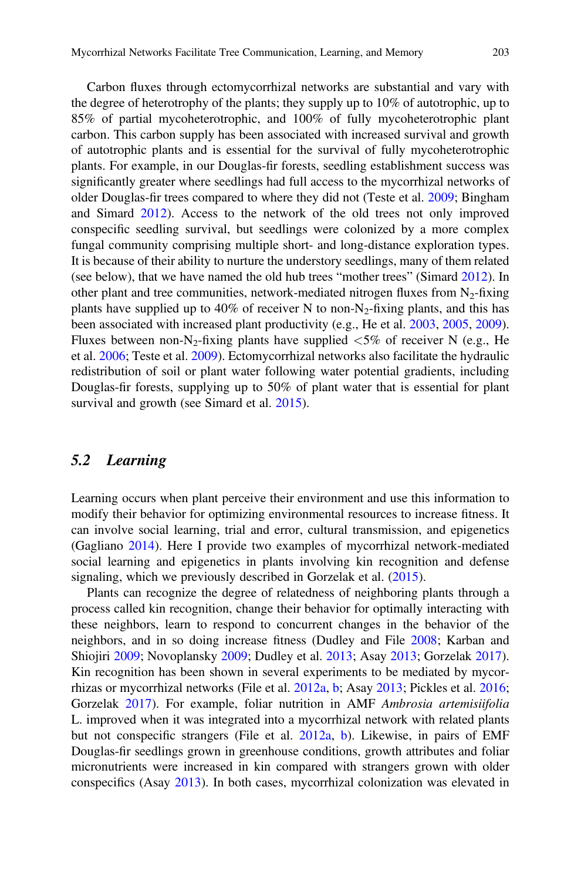Carbon fluxes through ectomycorrhizal networks are substantial and vary with the degree of heterotrophy of the plants; they supply up to 10% of autotrophic, up to 85% of partial mycoheterotrophic, and 100% of fully mycoheterotrophic plant carbon. This carbon supply has been associated with increased survival and growth of autotrophic plants and is essential for the survival of fully mycoheterotrophic plants. For example, in our Douglas-fir forests, seedling establishment success was significantly greater where seedlings had full access to the mycorrhizal networks of older Douglas-fir trees compared to where they did not (Teste et al. 2009; Bingham and Simard 2012). Access to the network of the old trees not only improved conspecific seedling survival, but seedlings were colonized by a more complex fungal community comprising multiple short- and long-distance exploration types. It is because of their ability to nurture the understory seedlings, many of them related (see below), that we have named the old hub trees "mother trees" (Simard 2012). In other plant and tree communities, network-mediated nitrogen fluxes from $N_2$-fixing plants have supplied up to 40% of receiver N to non-$N_2$-fixing plants, and this has been associated with increased plant productivity (e.g., He et al. 2003, 2005, 2009). Fluxes between non-$N_2$-fixing plants have supplied <5% of receiver N (e.g., He et al. 2006; Teste et al. 2009). Ectomycorrhizal networks also facilitate the hydraulic redistribution of soil or plant water following water potential gradients, including Douglas-fir forests, supplying up to 50% of plant water that is essential for plant survival and growth (see Simard et al. 2015).

### 5.2 *Learning*

Learning occurs when plant perceive their environment and use this information to modify their behavior for optimizing environmental resources to increase fitness. It can involve social learning, trial and error, cultural transmission, and epigenetics (Gagliano 2014). Here I provide two examples of mycorrhizal network-mediated social learning and epigenetics in plants involving kin recognition and defense signaling, which we previously described in Gorzelak et al. (2015).

Plants can recognize the degree of relatedness of neighboring plants through a process called kin recognition, change their behavior for optimally interacting with these neighbors, learn to respond to concurrent changes in the behavior of the neighbors, and in so doing increase fitness (Dudley and File 2008; Karban and Shiojiri 2009; Novoplansky 2009; Dudley et al. 2013; Asay 2013; Gorzelak 2017). Kin recognition has been shown in several experiments to be mediated by mycorrhizas or mycorrhizal networks (File et al. 2012a, b; Asay 2013; Pickles et al. 2016; Gorzelak 2017). For example, foliar nutrition in AMF *Ambrosia artemisiifolia* L. improved when it was integrated into a mycorrhizal network with related plants but not conspecific strangers (File et al. 2012a, b). Likewise, in pairs of EMF Douglas-fir seedlings grown in greenhouse conditions, growth attributes and foliar micronutrients were increased in kin compared with strangers grown with older conspecifics (Asay 2013). In both cases, mycorrhizal colonization was elevated in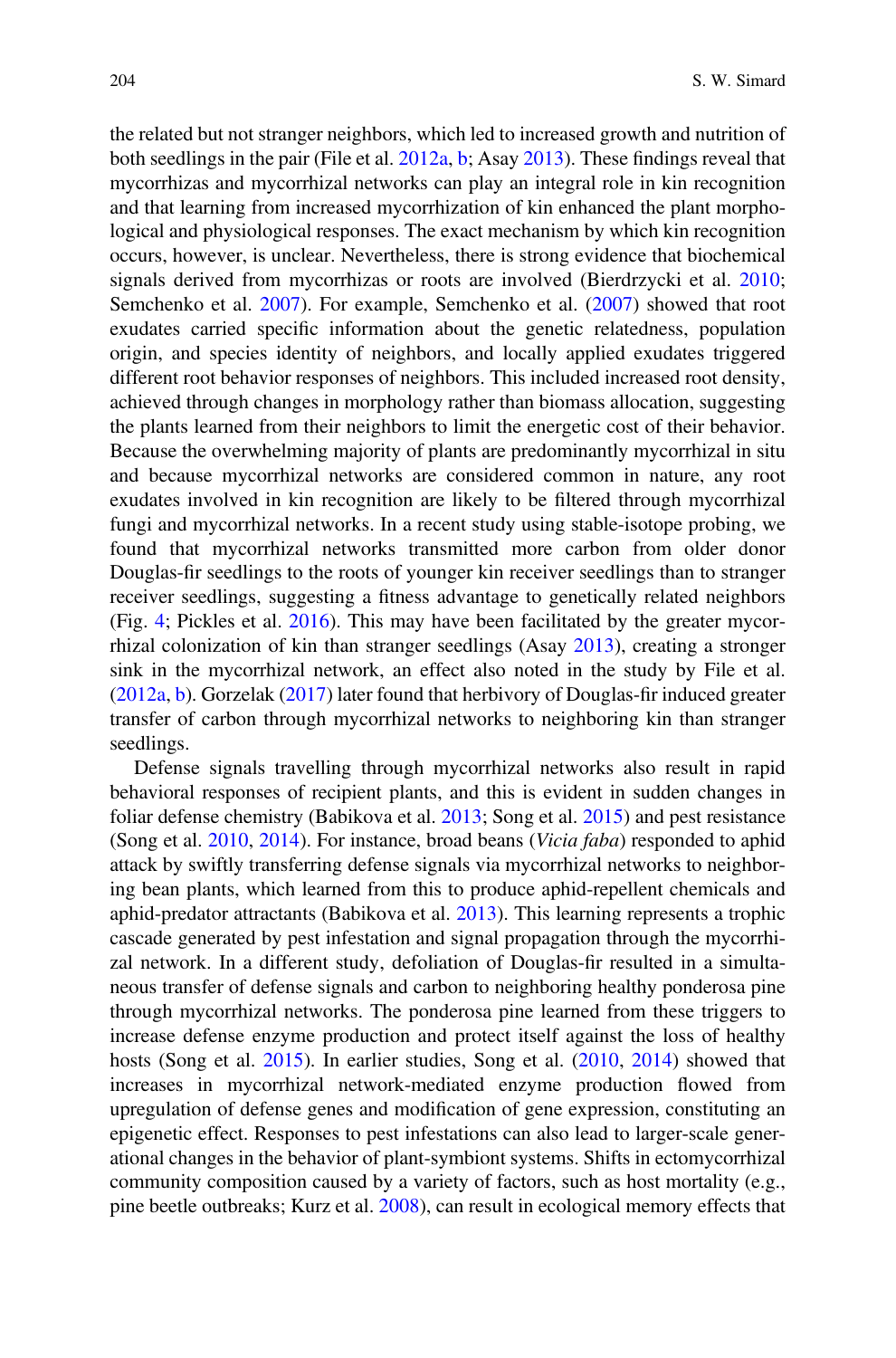the related but not stranger neighbors, which led to increased growth and nutrition of both seedlings in the pair (File et al. 2012a, b; Asay 2013). These findings reveal that mycorrhizas and mycorrhizal networks can play an integral role in kin recognition and that learning from increased mycorrhization of kin enhanced the plant morphological and physiological responses. The exact mechanism by which kin recognition occurs, however, is unclear. Nevertheless, there is strong evidence that biochemical signals derived from mycorrhizas or roots are involved (Bierdrzycki et al. 2010; Semchenko et al. 2007). For example, Semchenko et al. (2007) showed that root exudates carried specific information about the genetic relatedness, population origin, and species identity of neighbors, and locally applied exudates triggered different root behavior responses of neighbors. This included increased root density, achieved through changes in morphology rather than biomass allocation, suggesting the plants learned from their neighbors to limit the energetic cost of their behavior. Because the overwhelming majority of plants are predominantly mycorrhizal in situ and because mycorrhizal networks are considered common in nature, any root exudates involved in kin recognition are likely to be filtered through mycorrhizal fungi and mycorrhizal networks. In a recent study using stable-isotope probing, we found that mycorrhizal networks transmitted more carbon from older donor Douglas-fir seedlings to the roots of younger kin receiver seedlings than to stranger receiver seedlings, suggesting a fitness advantage to genetically related neighbors (Fig. 4; Pickles et al. 2016). This may have been facilitated by the greater mycorrhizal colonization of kin than stranger seedlings (Asay 2013), creating a stronger sink in the mycorrhizal network, an effect also noted in the study by File et al. (2012a, b). Gorzelak (2017) later found that herbivory of Douglas-fir induced greater transfer of carbon through mycorrhizal networks to neighboring kin than stranger seedlings.

Defense signals travelling through mycorrhizal networks also result in rapid behavioral responses of recipient plants, and this is evident in sudden changes in foliar defense chemistry (Babikova et al. 2013; Song et al. 2015) and pest resistance (Song et al. 2010, 2014). For instance, broad beans (*Vicia faba*) responded to aphid attack by swiftly transferring defense signals via mycorrhizal networks to neighboring bean plants, which learned from this to produce aphid-repellent chemicals and aphid-predator attractants (Babikova et al. 2013). This learning represents a trophic cascade generated by pest infestation and signal propagation through the mycorrhizal network. In a different study, defoliation of Douglas-fir resulted in a simultaneous transfer of defense signals and carbon to neighboring healthy ponderosa pine through mycorrhizal networks. The ponderosa pine learned from these triggers to increase defense enzyme production and protect itself against the loss of healthy hosts (Song et al. 2015). In earlier studies, Song et al. (2010, 2014) showed that increases in mycorrhizal network-mediated enzyme production flowed from upregulation of defense genes and modification of gene expression, constituting an epigenetic effect. Responses to pest infestations can also lead to larger-scale generational changes in the behavior of plant-symbiont systems. Shifts in ectomycorrhizal community composition caused by a variety of factors, such as host mortality (e.g., pine beetle outbreaks; Kurz et al. 2008), can result in ecological memory effects that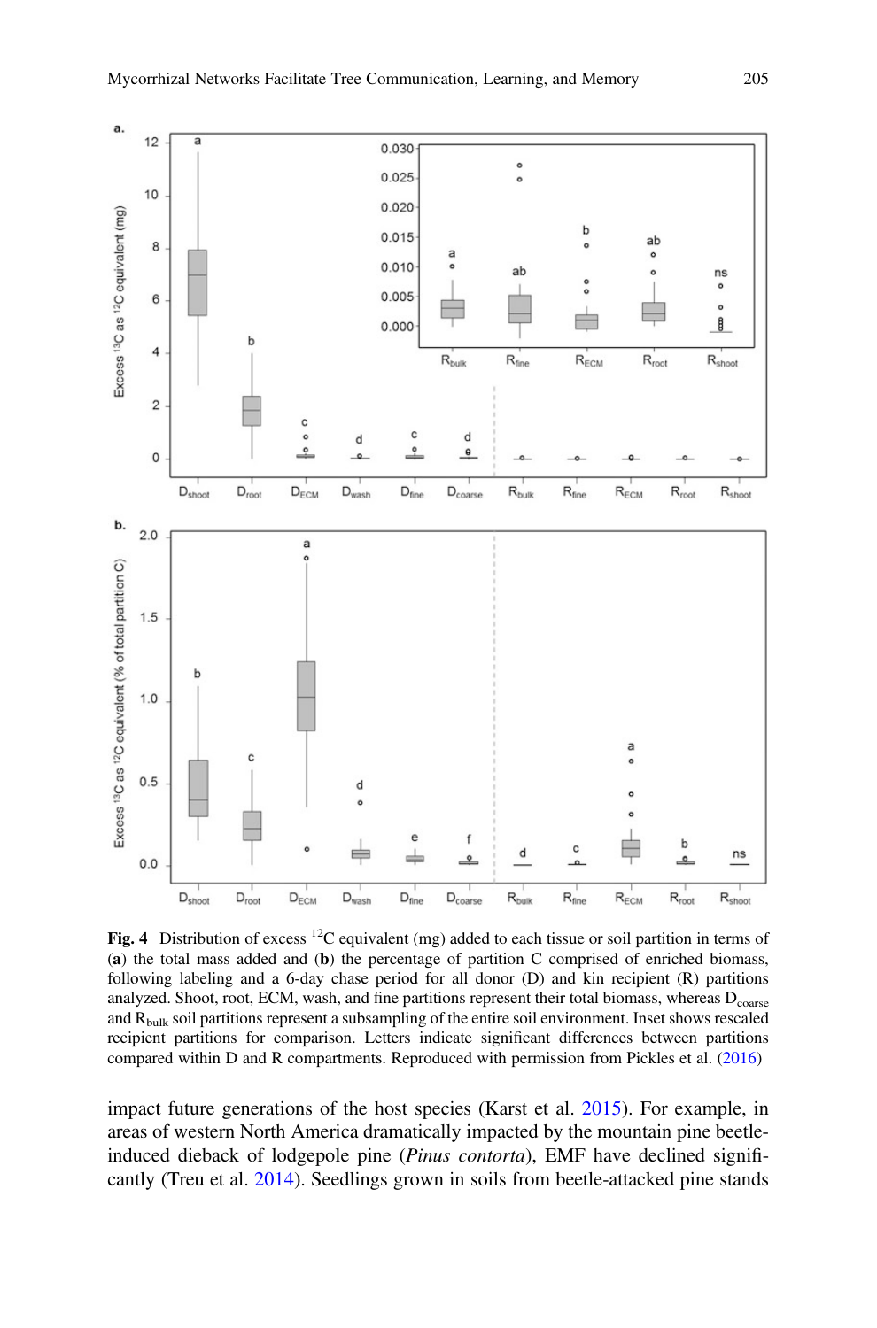**Fig. 4** Distribution of excess $^{12}$C equivalent (mg) added to each tissue or soil partition in terms of (**a**) the total mass added and (**b**) the percentage of partition C comprised of enriched biomass, following labeling and a 6-day chase period for all donor (D) and kin recipient (R) partitions analyzed. Shoot, root, ECM, wash, and fine partitions represent their total biomass, whereas $D_{coarse}$ and $R_{bulk}$ soil partitions represent a subsampling of the entire soil environment. Inset shows rescaled recipient partitions for comparison. Letters indicate significant differences between partitions compared within D and R compartments. Reproduced with permission from Pickles et al. (2016)

impact future generations of the host species (Karst et al. 2015). For example, in areas of western North America dramatically impacted by the mountain pine beetle-induced dieback of lodgepole pine (*Pinus contorta*), EMF have declined significantly (Treu et al. 2014). Seedlings grown in soils from beetle-attacked pine stands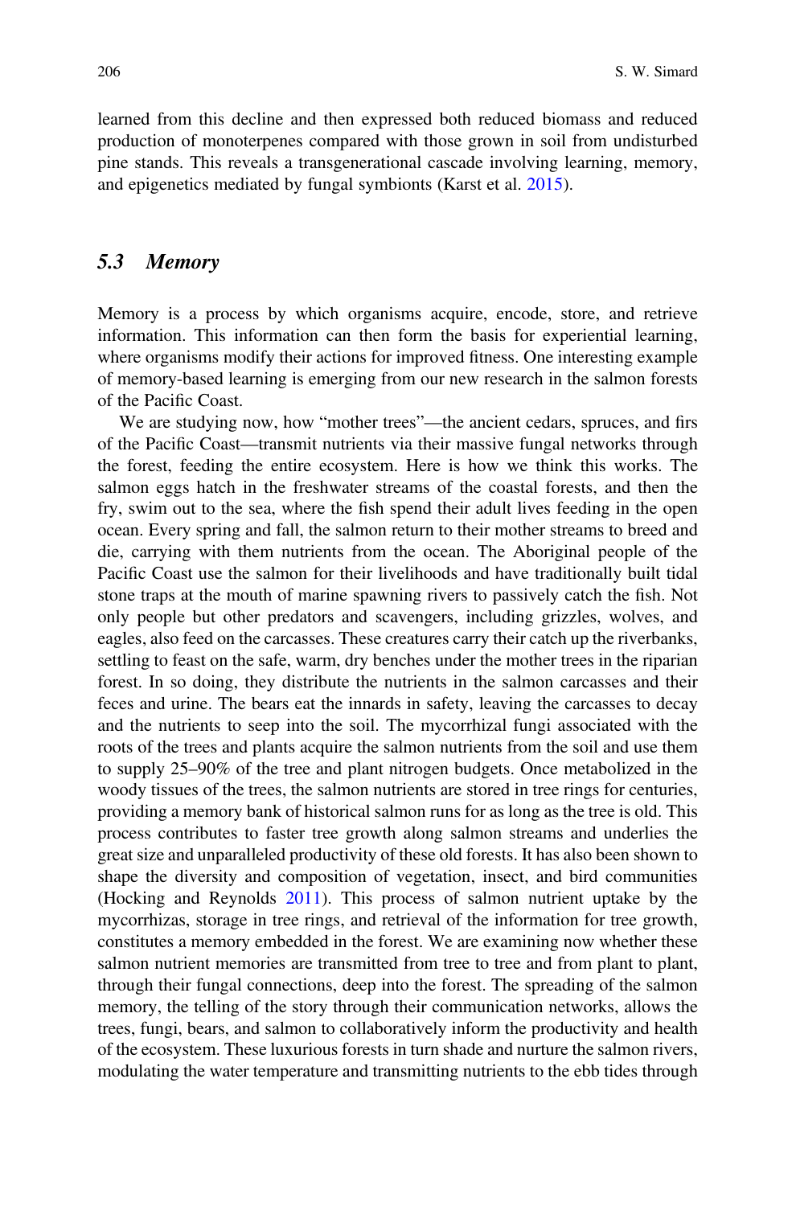learned from this decline and then expressed both reduced biomass and reduced production of monoterpenes compared with those grown in soil from undisturbed pine stands. This reveals a transgenerational cascade involving learning, memory, and epigenetics mediated by fungal symbionts (Karst et al. 2015).

### *5.3 Memory*

Memory is a process by which organisms acquire, encode, store, and retrieve information. This information can then form the basis for experiential learning, where organisms modify their actions for improved fitness. One interesting example of memory-based learning is emerging from our new research in the salmon forests of the Pacific Coast.

We are studying now, how "mother trees"—the ancient cedars, spruces, and firs of the Pacific Coast—transmit nutrients via their massive fungal networks through the forest, feeding the entire ecosystem. Here is how we think this works. The salmon eggs hatch in the freshwater streams of the coastal forests, and then the fry, swim out to the sea, where the fish spend their adult lives feeding in the open ocean. Every spring and fall, the salmon return to their mother streams to breed and die, carrying with them nutrients from the ocean. The Aboriginal people of the Pacific Coast use the salmon for their livelihoods and have traditionally built tidal stone traps at the mouth of marine spawning rivers to passively catch the fish. Not only people but other predators and scavengers, including grizzles, wolves, and eagles, also feed on the carcasses. These creatures carry their catch up the riverbanks, settling to feast on the safe, warm, dry benches under the mother trees in the riparian forest. In so doing, they distribute the nutrients in the salmon carcasses and their feces and urine. The bears eat the innards in safety, leaving the carcasses to decay and the nutrients to seep into the soil. The mycorrhizal fungi associated with the roots of the trees and plants acquire the salmon nutrients from the soil and use them to supply 25–90% of the tree and plant nitrogen budgets. Once metabolized in the woody tissues of the trees, the salmon nutrients are stored in tree rings for centuries, providing a memory bank of historical salmon runs for as long as the tree is old. This process contributes to faster tree growth along salmon streams and underlies the great size and unparalleled productivity of these old forests. It has also been shown to shape the diversity and composition of vegetation, insect, and bird communities (Hocking and Reynolds 2011). This process of salmon nutrient uptake by the mycorrhizas, storage in tree rings, and retrieval of the information for tree growth, constitutes a memory embedded in the forest. We are examining now whether these salmon nutrient memories are transmitted from tree to tree and from plant to plant, through their fungal connections, deep into the forest. The spreading of the salmon memory, the telling of the story through their communication networks, allows the trees, fungi, bears, and salmon to collaboratively inform the productivity and health of the ecosystem. These luxurious forests in turn shade and nurture the salmon rivers, modulating the water temperature and transmitting nutrients to the ebb tides through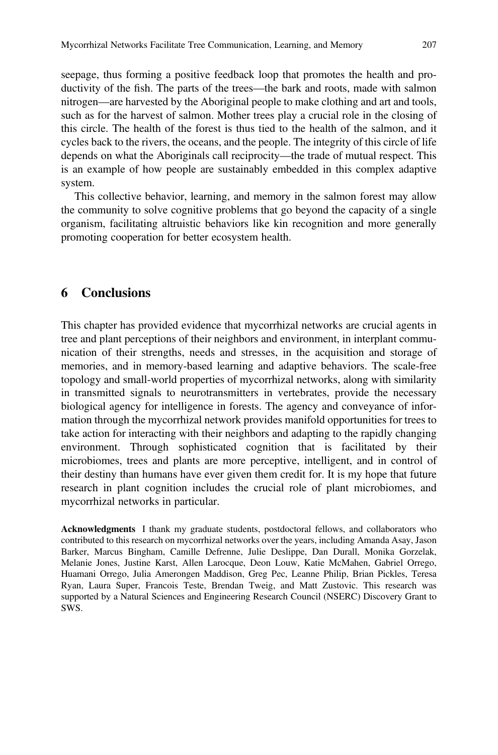seepage, thus forming a positive feedback loop that promotes the health and productivity of the fish. The parts of the trees—the bark and roots, made with salmon nitrogen—are harvested by the Aboriginal people to make clothing and art and tools, such as for the harvest of salmon. Mother trees play a crucial role in the closing of this circle. The health of the forest is thus tied to the health of the salmon, and it cycles back to the rivers, the oceans, and the people. The integrity of this circle of life depends on what the Aboriginals call reciprocity—the trade of mutual respect. This is an example of how people are sustainably embedded in this complex adaptive system.

This collective behavior, learning, and memory in the salmon forest may allow the community to solve cognitive problems that go beyond the capacity of a single organism, facilitating altruistic behaviors like kin recognition and more generally promoting cooperation for better ecosystem health.

## 6 Conclusions

This chapter has provided evidence that mycorrhizal networks are crucial agents in tree and plant perceptions of their neighbors and environment, in interplant communication of their strengths, needs and stresses, in the acquisition and storage of memories, and in memory-based learning and adaptive behaviors. The scale-free topology and small-world properties of mycorrhizal networks, along with similarity in transmitted signals to neurotransmitters in vertebrates, provide the necessary biological agency for intelligence in forests. The agency and conveyance of information through the mycorrhizal network provides manifold opportunities for trees to take action for interacting with their neighbors and adapting to the rapidly changing environment. Through sophisticated cognition that is facilitated by their microbiomes, trees and plants are more perceptive, intelligent, and in control of their destiny than humans have ever given them credit for. It is my hope that future research in plant cognition includes the crucial role of plant microbiomes, and mycorrhizal networks in particular.

**Acknowledgments** I thank my graduate students, postdoctoral fellows, and collaborators who contributed to this research on mycorrhizal networks over the years, including Amanda Asay, Jason Barker, Marcus Bingham, Camille Defrenne, Julie Deslippe, Dan Durall, Monika Gorzelak, Melanie Jones, Justine Karst, Allen Larocque, Deon Louw, Katie McMahen, Gabriel Orrego, Huamani Orrego, Julia Amerongen Maddison, Greg Pec, Leanne Philip, Brian Pickles, Teresa Ryan, Laura Super, Francois Teste, Brendan Tweig, and Matt Zustovic. This research was supported by a Natural Sciences and Engineering Research Council (NSERC) Discovery Grant to SWS.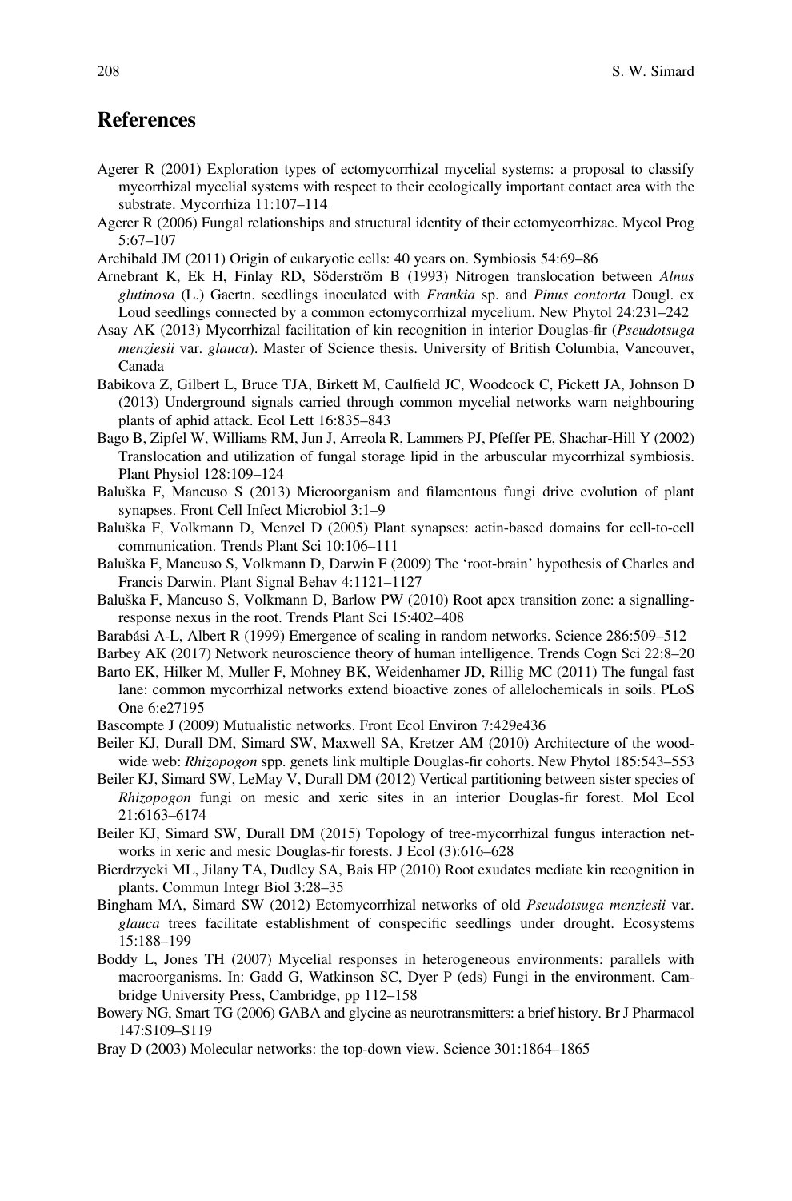## References

Agerer R (2001) Exploration types of ectomycorrhizal mycelial systems: a proposal to classify mycorrhizal mycelial systems with respect to their ecologically important contact area with the substrate. Mycorrhiza 11:107–114

Agerer R (2006) Fungal relationships and structural identity of their ectomycorrhizae. Mycol Prog 5:67–107

Archibald JM (2011) Origin of eukaryotic cells: 40 years on. Symbiosis 54:69–86

Arnebrant K, Ek H, Finlay RD, Söderström B (1993) Nitrogen translocation between *Alnus glutinosa* (L.) Gaertn. seedlings inoculated with *Frankia* sp. and *Pinus contorta* Dougl. ex Loud seedlings connected by a common ectomycorrhizal mycelium. New Phytol 24:231–242

Asay AK (2013) Mycorrhizal facilitation of kin recognition in interior Douglas-fir (*Pseudotsuga menziesii* var. *glauca*). Master of Science thesis. University of British Columbia, Vancouver, Canada

Babikova Z, Gilbert L, Bruce TJA, Birkett M, Caulfield JC, Woodcock C, Pickett JA, Johnson D (2013) Underground signals carried through common mycelial networks warn neighbouring plants of aphid attack. Ecol Lett 16:835–843

Bago B, Zipfel W, Williams RM, Jun J, Arreola R, Lammers PJ, Pfeffer PE, Shachar-Hill Y (2002) Translocation and utilization of fungal storage lipid in the arbuscular mycorrhizal symbiosis. Plant Physiol 128:109–124

Baluška F, Mancuso S (2013) Microorganism and filamentous fungi drive evolution of plant synapses. Front Cell Infect Microbiol 3:1–9

Baluška F, Volkmann D, Menzel D (2005) Plant synapses: actin-based domains for cell-to-cell communication. Trends Plant Sci 10:106–111

Baluška F, Mancuso S, Volkmann D, Darwin F (2009) The 'root-brain' hypothesis of Charles and Francis Darwin. Plant Signal Behav 4:1121–1127

Baluška F, Mancuso S, Volkmann D, Barlow PW (2010) Root apex transition zone: a signalling-response nexus in the root. Trends Plant Sci 15:402–408

Barabási A-L, Albert R (1999) Emergence of scaling in random networks. Science 286:509–512

Barbey AK (2017) Network neuroscience theory of human intelligence. Trends Cogn Sci 22:8–20

Barto EK, Hilker M, Muller F, Mohney BK, Weidenhamer JD, Rillig MC (2011) The fungal fast lane: common mycorrhizal networks extend bioactive zones of allelochemicals in soils. PLoS One 6:e27195

Bascompte J (2009) Mutualistic networks. Front Ecol Environ 7:429e436

Beiler KJ, Durall DM, Simard SW, Maxwell SA, Kretzer AM (2010) Architecture of the wood-wide web: *Rhizopogon* spp. genets link multiple Douglas-fir cohorts. New Phytol 185:543–553

Beiler KJ, Simard SW, LeMay V, Durall DM (2012) Vertical partitioning between sister species of *Rhizopogon* fungi on mesic and xeric sites in an interior Douglas-fir forest. Mol Ecol 21:6163–6174

Beiler KJ, Simard SW, Durall DM (2015) Topology of tree-mycorrhizal fungus interaction networks in xeric and mesic Douglas-fir forests. J Ecol (3):616–628

Bierdrzycki ML, Jilany TA, Dudley SA, Bais HP (2010) Root exudates mediate kin recognition in plants. Commun Integr Biol 3:28–35

Bingham MA, Simard SW (2012) Ectomycorrhizal networks of old *Pseudotsuga menziesii* var. *glauca* trees facilitate establishment of conspecific seedlings under drought. Ecosystems 15:188–199

Boddy L, Jones TH (2007) Mycelial responses in heterogeneous environments: parallels with macroorganisms. In: Gadd G, Watkinson SC, Dyer P (eds) Fungi in the environment. Cambridge University Press, Cambridge, pp 112–158

Bowery NG, Smart TG (2006) GABA and glycine as neurotransmitters: a brief history. Br J Pharmacol 147:S109–S119

Bray D (2003) Molecular networks: the top-down view. Science 301:1864–1865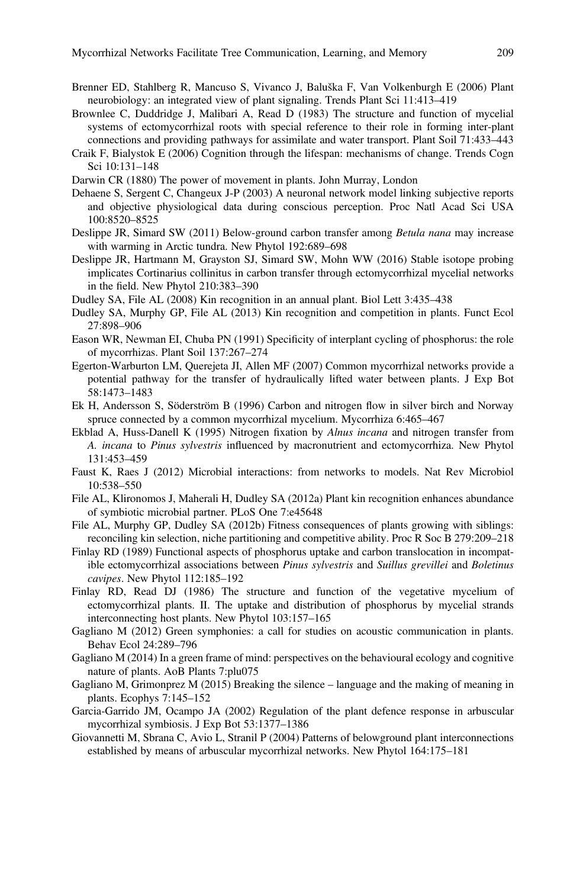Brenner ED, Stahlberg R, Mancuso S, Vivanco J, Baluška F, Van Volkenburgh E (2006) Plant neurobiology: an integrated view of plant signaling. Trends Plant Sci 11:413–419

Brownlee C, Duddridge J, Malibari A, Read D (1983) The structure and function of mycelial systems of ectomycorrhizal roots with special reference to their role in forming inter-plant connections and providing pathways for assimilate and water transport. Plant Soil 71:433–443

Craik F, Bialystok E (2006) Cognition through the lifespan: mechanisms of change. Trends Cogn Sci 10:131–148

Darwin CR (1880) The power of movement in plants. John Murray, London

Dehaene S, Sergent C, Changeux J-P (2003) A neuronal network model linking subjective reports and objective physiological data during conscious perception. Proc Natl Acad Sci USA 100:8520–8525

Deslippe JR, Simard SW (2011) Below-ground carbon transfer among *Betula nana* may increase with warming in Arctic tundra. New Phytol 192:689–698

Deslippe JR, Hartmann M, Grayston SJ, Simard SW, Mohn WW (2016) Stable isotope probing implicates Cortinarius collinitus in carbon transfer through ectomycorrhizal mycelial networks in the field. New Phytol 210:383–390

Dudley SA, File AL (2008) Kin recognition in an annual plant. Biol Lett 3:435–438

Dudley SA, Murphy GP, File AL (2013) Kin recognition and competition in plants. Funct Ecol 27:898–906

Eason WR, Newman EI, Chuba PN (1991) Specificity of interplant cycling of phosphorus: the role of mycorrhizas. Plant Soil 137:267–274

Egerton-Warburton LM, Querejeta JI, Allen MF (2007) Common mycorrhizal networks provide a potential pathway for the transfer of hydraulically lifted water between plants. J Exp Bot 58:1473–1483

Ek H, Andersson S, Söderström B (1996) Carbon and nitrogen flow in silver birch and Norway spruce connected by a common mycorrhizal mycelium. Mycorrhiza 6:465–467

Ekblad A, Huss-Danell K (1995) Nitrogen fixation by *Alnus incana* and nitrogen transfer from *A. incana* to *Pinus sylvestris* influenced by macronutrient and ectomycorrhiza. New Phytol 131:453–459

Faust K, Raes J (2012) Microbial interactions: from networks to models. Nat Rev Microbiol 10:538–550

File AL, Klironomos J, Maherali H, Dudley SA (2012a) Plant kin recognition enhances abundance of symbiotic microbial partner. PLoS One 7:e45648

File AL, Murphy GP, Dudley SA (2012b) Fitness consequences of plants growing with siblings: reconciling kin selection, niche partitioning and competitive ability. Proc R Soc B 279:209–218

Finlay RD (1989) Functional aspects of phosphorus uptake and carbon translocation in incompatible ectomycorrhizal associations between *Pinus sylvestris* and *Suillus grevillei* and *Boletinus cavipes*. New Phytol 112:185–192

Finlay RD, Read DJ (1986) The structure and function of the vegetative mycelium of ectomycorrhizal plants. II. The uptake and distribution of phosphorus by mycelial strands interconnecting host plants. New Phytol 103:157–165

Gagliano M (2012) Green symphonies: a call for studies on acoustic communication in plants. Behav Ecol 24:289–796

Gagliano M (2014) In a green frame of mind: perspectives on the behavioural ecology and cognitive nature of plants. AoB Plants 7:plu075

Gagliano M, Grimonprez M (2015) Breaking the silence – language and the making of meaning in plants. Ecophys 7:145–152

Garcia-Garrido JM, Ocampo JA (2002) Regulation of the plant defence response in arbuscular mycorrhizal symbiosis. J Exp Bot 53:1377–1386

Giovannetti M, Sbrana C, Avio L, Stranil P (2004) Patterns of belowground plant interconnections established by means of arbuscular mycorrhizal networks. New Phytol 164:175–181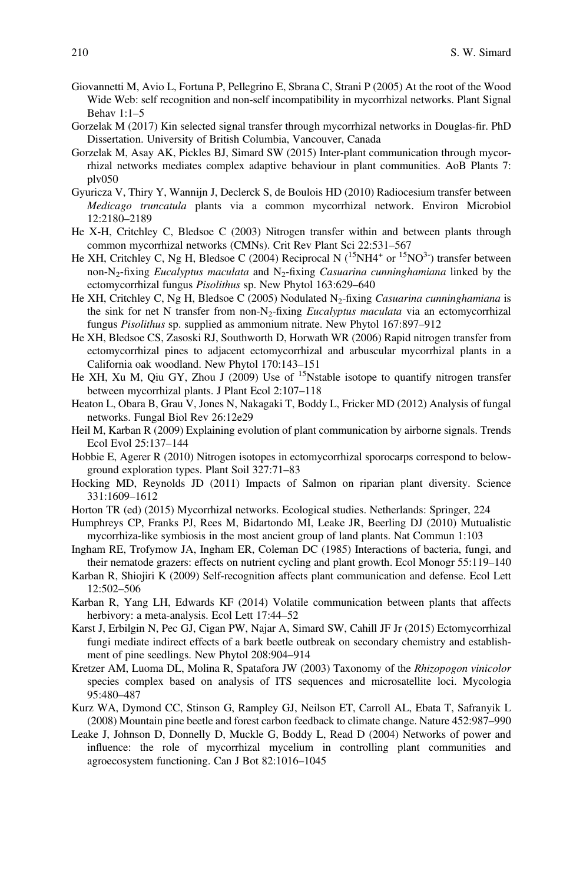Giovannetti M, Avio L, Fortuna P, Pellegrino E, Sbrana C, Strani P (2005) At the root of the Wood Wide Web: self recognition and non-self incompatibility in mycorrhizal networks. Plant Signal Behav 1:1–5

Gorzelak M (2017) Kin selected signal transfer through mycorrhizal networks in Douglas-fir. PhD Dissertation. University of British Columbia, Vancouver, Canada

Gorzelak M, Asay AK, Pickles BJ, Simard SW (2015) Inter-plant communication through mycorrhizal networks mediates complex adaptive behaviour in plant communities. AoB Plants 7: plv050

Gyuricza V, Thiry Y, Wannijn J, Declerck S, de Boulois HD (2010) Radiocesium transfer between *Medicago truncatula* plants via a common mycorrhizal network. Environ Microbiol 12:2180–2189

He X-H, Critchley C, Bledsoe C (2003) Nitrogen transfer within and between plants through common mycorrhizal networks (CMNs). Crit Rev Plant Sci 22:531–567

He XH, Critchley C, Ng H, Bledsoe C (2004) Reciprocal N ($^{15}NH4^{+}$ or $^{15}NO^{3-}$) transfer between non-$N_2$-fixing *Eucalyptus maculata* and $N_2$-fixing *Casuarina cunninghamiana* linked by the ectomycorrhizal fungus *Pisolithus* sp. New Phytol 163:629–640

He XH, Critchley C, Ng H, Bledsoe C (2005) Nodulated $N_2$-fixing *Casuarina cunninghamiana* is the sink for net N transfer from non-$N_2$-fixing *Eucalyptus maculata* via an ectomycorrhizal fungus *Pisolithus* sp. supplied as ammonium nitrate. New Phytol 167:897–912

He XH, Bledsoe CS, Zasoski RJ, Southworth D, Horwath WR (2006) Rapid nitrogen transfer from ectomycorrhizal pines to adjacent ectomycorrhizal and arbuscular mycorrhizal plants in a California oak woodland. New Phytol 170:143–151

He XH, Xu M, Qiu GY, Zhou J (2009) Use of $^{15}$Nstable isotope to quantify nitrogen transfer between mycorrhizal plants. J Plant Ecol 2:107–118

Heaton L, Obara B, Grau V, Jones N, Nakagaki T, Boddy L, Fricker MD (2012) Analysis of fungal networks. Fungal Biol Rev 26:12e29

Heil M, Karban R (2009) Explaining evolution of plant communication by airborne signals. Trends Ecol Evol 25:137–144

Hobbie E, Agerer R (2010) Nitrogen isotopes in ectomycorrhizal sporocarps correspond to belowground exploration types. Plant Soil 327:71–83

Hocking MD, Reynolds JD (2011) Impacts of Salmon on riparian plant diversity. Science 331:1609–1612

Horton TR (ed) (2015) Mycorrhizal networks. Ecological studies. Netherlands: Springer, 224

Humphreys CP, Franks PJ, Rees M, Bidartondo MI, Leake JR, Beerling DJ (2010) Mutualistic mycorrhiza-like symbiosis in the most ancient group of land plants. Nat Commun 1:103

Ingham RE, Trofymow JA, Ingham ER, Coleman DC (1985) Interactions of bacteria, fungi, and their nematode grazers: effects on nutrient cycling and plant growth. Ecol Monogr 55:119–140

Karban R, Shiojiri K (2009) Self-recognition affects plant communication and defense. Ecol Lett 12:502–506

Karban R, Yang LH, Edwards KF (2014) Volatile communication between plants that affects herbivory: a meta-analysis. Ecol Lett 17:44–52

Karst J, Erbilgin N, Pec GJ, Cigan PW, Najar A, Simard SW, Cahill JF Jr (2015) Ectomycorrhizal fungi mediate indirect effects of a bark beetle outbreak on secondary chemistry and establishment of pine seedlings. New Phytol 208:904–914

Kretzer AM, Luoma DL, Molina R, Spatafora JW (2003) Taxonomy of the *Rhizopogon vinicolor* species complex based on analysis of ITS sequences and microsatellite loci. Mycologia 95:480–487

Kurz WA, Dymond CC, Stinson G, Rampley GJ, Neilson ET, Carroll AL, Ebata T, Safranyik L (2008) Mountain pine beetle and forest carbon feedback to climate change. Nature 452:987–990

Leake J, Johnson D, Donnelly D, Muckle G, Boddy L, Read D (2004) Networks of power and influence: the role of mycorrhizal mycelium in controlling plant communities and agroecosystem functioning. Can J Bot 82:1016–1045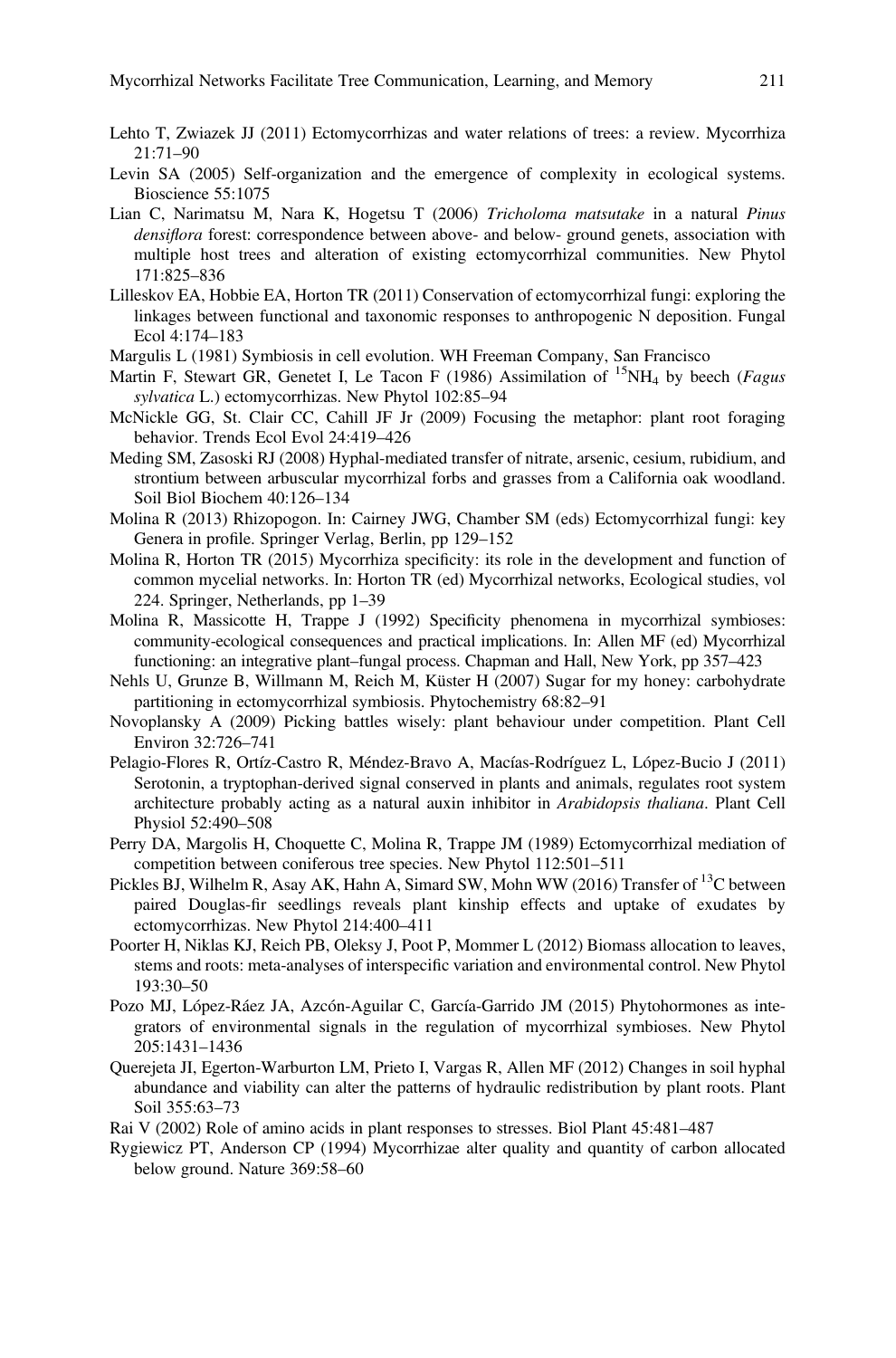Lehto T, Zwiazek JJ (2011) Ectomycorrhizas and water relations of trees: a review. Mycorrhiza 21:71–90

Levin SA (2005) Self-organization and the emergence of complexity in ecological systems. Bioscience 55:1075

Lian C, Narimatsu M, Nara K, Hogetsu T (2006) *Tricholoma matsutake* in a natural *Pinus densiflora* forest: correspondence between above- and below- ground genets, association with multiple host trees and alteration of existing ectomycorrhizal communities. New Phytol 171:825–836

Lilleskov EA, Hobbie EA, Horton TR (2011) Conservation of ectomycorrhizal fungi: exploring the linkages between functional and taxonomic responses to anthropogenic N deposition. Fungal Ecol 4:174–183

Margulis L (1981) Symbiosis in cell evolution. WH Freeman Company, San Francisco

Martin F, Stewart GR, Genetet I, Le Tacon F (1986) Assimilation of $^{15}NH_4$ by beech (*Fagus sylvatica* L.) ectomycorrhizas. New Phytol 102:85–94

McNickle GG, St. Clair CC, Cahill JF Jr (2009) Focusing the metaphor: plant root foraging behavior. Trends Ecol Evol 24:419–426

Meding SM, Zasoski RJ (2008) Hyphal-mediated transfer of nitrate, arsenic, cesium, rubidium, and strontium between arbuscular mycorrhizal forbs and grasses from a California oak woodland. Soil Biol Biochem 40:126–134

Molina R (2013) Rhizopogon. In: Cairney JWG, Chamber SM (eds) Ectomycorrhizal fungi: key Genera in profile. Springer Verlag, Berlin, pp 129–152

Molina R, Horton TR (2015) Mycorrhiza specificity: its role in the development and function of common mycelial networks. In: Horton TR (ed) Mycorrhizal networks, Ecological studies, vol 224. Springer, Netherlands, pp 1–39

Molina R, Massicotte H, Trappe J (1992) Specificity phenomena in mycorrhizal symbioses: community-ecological consequences and practical implications. In: Allen MF (ed) Mycorrhizal functioning: an integrative plant–fungal process. Chapman and Hall, New York, pp 357–423

Nehls U, Grunze B, Willmann M, Reich M, Küster H (2007) Sugar for my honey: carbohydrate partitioning in ectomycorrhizal symbiosis. Phytochemistry 68:82–91

Novoplansky A (2009) Picking battles wisely: plant behaviour under competition. Plant Cell Environ 32:726–741

Pelagio-Flores R, Ortíz-Castro R, Méndez-Bravo A, Macías-Rodríguez L, López-Bucio J (2011) Serotonin, a tryptophan-derived signal conserved in plants and animals, regulates root system architecture probably acting as a natural auxin inhibitor in *Arabidopsis thaliana*. Plant Cell Physiol 52:490–508

Perry DA, Margolis H, Choquette C, Molina R, Trappe JM (1989) Ectomycorrhizal mediation of competition between coniferous tree species. New Phytol 112:501–511

Pickles BJ, Wilhelm R, Asay AK, Hahn A, Simard SW, Mohn WW (2016) Transfer of $^{13}C$ between paired Douglas-fir seedlings reveals plant kinship effects and uptake of exudates by ectomycorrhizas. New Phytol 214:400–411

Poorter H, Niklas KJ, Reich PB, Oleksy J, Poot P, Mommer L (2012) Biomass allocation to leaves, stems and roots: meta-analyses of interspecific variation and environmental control. New Phytol 193:30–50

Pozo MJ, López-Ráez JA, Azcón-Aguilar C, García-Garrido JM (2015) Phytohormones as integrators of environmental signals in the regulation of mycorrhizal symbioses. New Phytol 205:1431–1436

Querejeta JI, Egerton-Warburton LM, Prieto I, Vargas R, Allen MF (2012) Changes in soil hyphal abundance and viability can alter the patterns of hydraulic redistribution by plant roots. Plant Soil 355:63–73

Rai V (2002) Role of amino acids in plant responses to stresses. Biol Plant 45:481–487

Rygiewicz PT, Anderson CP (1994) Mycorrhizae alter quality and quantity of carbon allocated below ground. Nature 369:58–60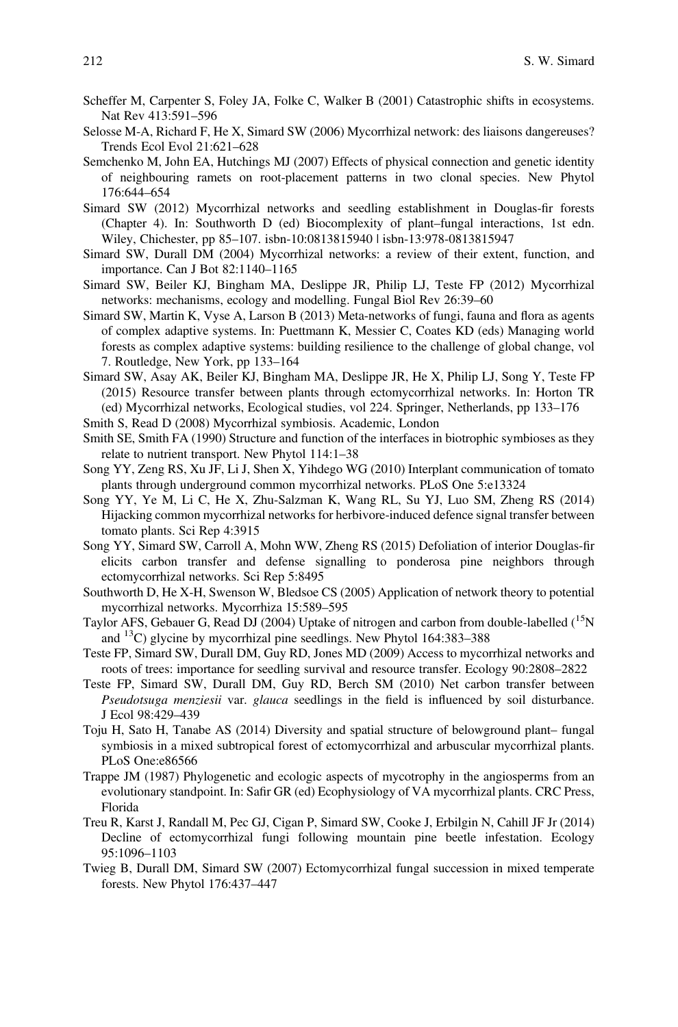Scheffer M, Carpenter S, Foley JA, Folke C, Walker B (2001) Catastrophic shifts in ecosystems. Nat Rev 413:591–596

Selosse M-A, Richard F, He X, Simard SW (2006) Mycorrhizal network: des liaisons dangereuses? Trends Ecol Evol 21:621–628

Semchenko M, John EA, Hutchings MJ (2007) Effects of physical connection and genetic identity of neighbouring ramets on root-placement patterns in two clonal species. New Phytol 176:644–654

Simard SW (2012) Mycorrhizal networks and seedling establishment in Douglas-fir forests (Chapter 4). In: Southworth D (ed) Biocomplexity of plant–fungal interactions, 1st edn. Wiley, Chichester, pp 85–107. isbn-10:0813815940 | isbn-13:978-0813815947

Simard SW, Durall DM (2004) Mycorrhizal networks: a review of their extent, function, and importance. Can J Bot 82:1140–1165

Simard SW, Beiler KJ, Bingham MA, Deslippe JR, Philip LJ, Teste FP (2012) Mycorrhizal networks: mechanisms, ecology and modelling. Fungal Biol Rev 26:39–60

Simard SW, Martin K, Vyse A, Larson B (2013) Meta-networks of fungi, fauna and flora as agents of complex adaptive systems. In: Puettmann K, Messier C, Coates KD (eds) Managing world forests as complex adaptive systems: building resilience to the challenge of global change, vol 7. Routledge, New York, pp 133–164

Simard SW, Asay AK, Beiler KJ, Bingham MA, Deslippe JR, He X, Philip LJ, Song Y, Teste FP (2015) Resource transfer between plants through ectomycorrhizal networks. In: Horton TR (ed) Mycorrhizal networks, Ecological studies, vol 224. Springer, Netherlands, pp 133–176

Smith S, Read D (2008) Mycorrhizal symbiosis. Academic, London

Smith SE, Smith FA (1990) Structure and function of the interfaces in biotrophic symbioses as they relate to nutrient transport. New Phytol 114:1–38

Song YY, Zeng RS, Xu JF, Li J, Shen X, Yihdego WG (2010) Interplant communication of tomato plants through underground common mycorrhizal networks. PLoS One 5:e13324

Song YY, Ye M, Li C, He X, Zhu-Salzman K, Wang RL, Su YJ, Luo SM, Zheng RS (2014) Hijacking common mycorrhizal networks for herbivore-induced defence signal transfer between tomato plants. Sci Rep 4:3915

Song YY, Simard SW, Carroll A, Mohn WW, Zheng RS (2015) Defoliation of interior Douglas-fir elicits carbon transfer and defense signalling to ponderosa pine neighbors through ectomycorrhizal networks. Sci Rep 5:8495

Southworth D, He X-H, Swenson W, Bledsoe CS (2005) Application of network theory to potential mycorrhizal networks. Mycorrhiza 15:589–595

Taylor AFS, Gebauer G, Read DJ (2004) Uptake of nitrogen and carbon from double-labelled ($^{15}$N and $^{13}$C) glycine by mycorrhizal pine seedlings. New Phytol 164:383–388

Teste FP, Simard SW, Durall DM, Guy RD, Jones MD (2009) Access to mycorrhizal networks and roots of trees: importance for seedling survival and resource transfer. Ecology 90:2808–2822

Teste FP, Simard SW, Durall DM, Guy RD, Berch SM (2010) Net carbon transfer between *Pseudotsuga menziesii* var. *glauca* seedlings in the field is influenced by soil disturbance. J Ecol 98:429–439

Toju H, Sato H, Tanabe AS (2014) Diversity and spatial structure of belowground plant– fungal symbiosis in a mixed subtropical forest of ectomycorrhizal and arbuscular mycorrhizal plants. PLoS One:e86566

Trappe JM (1987) Phylogenetic and ecologic aspects of mycotrophy in the angiosperms from an evolutionary standpoint. In: Safir GR (ed) Ecophysiology of VA mycorrhizal plants. CRC Press, Florida

Treu R, Karst J, Randall M, Pec GJ, Cigan P, Simard SW, Cooke J, Erbilgin N, Cahill JF Jr (2014) Decline of ectomycorrhizal fungi following mountain pine beetle infestation. Ecology 95:1096–1103

Twieg B, Durall DM, Simard SW (2007) Ectomycorrhizal fungal succession in mixed temperate forests. New Phytol 176:437–447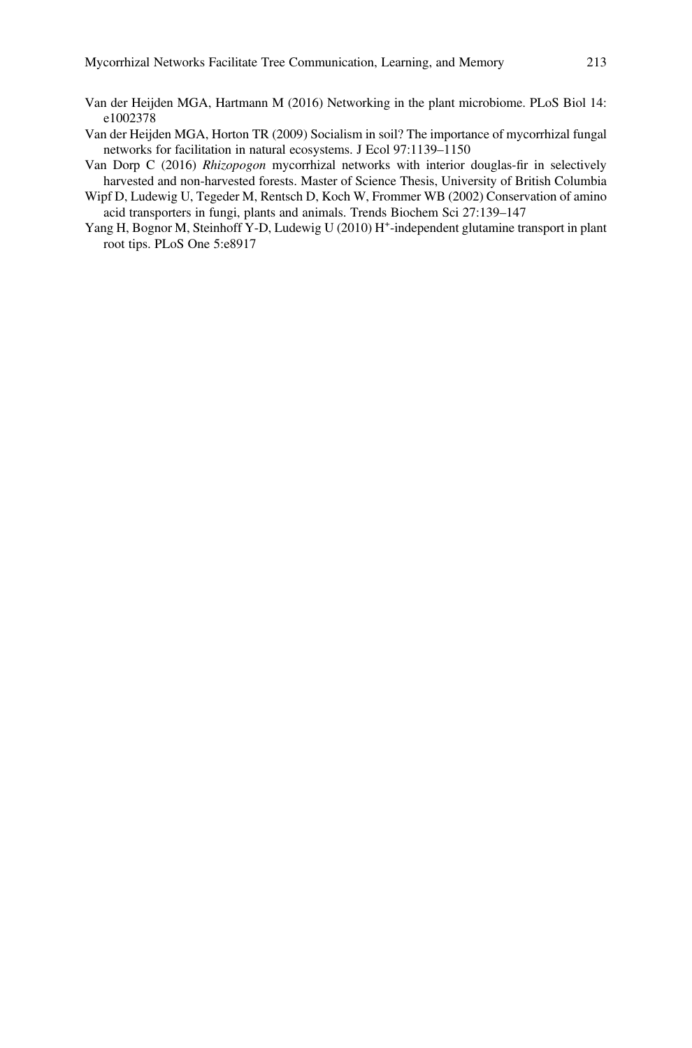Van der Heijden MGA, Hartmann M (2016) Networking in the plant microbiome. PLoS Biol 14: e1002378

Van der Heijden MGA, Horton TR (2009) Socialism in soil? The importance of mycorrhizal fungal networks for facilitation in natural ecosystems. J Ecol 97:1139–1150

Van Dorp C (2016) *Rhizopogon* mycorrhizal networks with interior douglas-fir in selectively harvested and non-harvested forests. Master of Science Thesis, University of British Columbia

Wipf D, Ludewig U, Tegeder M, Rentsch D, Koch W, Frommer WB (2002) Conservation of amino acid transporters in fungi, plants and animals. Trends Biochem Sci 27:139–147

Yang H, Bognor M, Steinhoff Y-D, Ludewig U (2010) $H^+$-independent glutamine transport in plant root tips. PLoS One 5:e8917